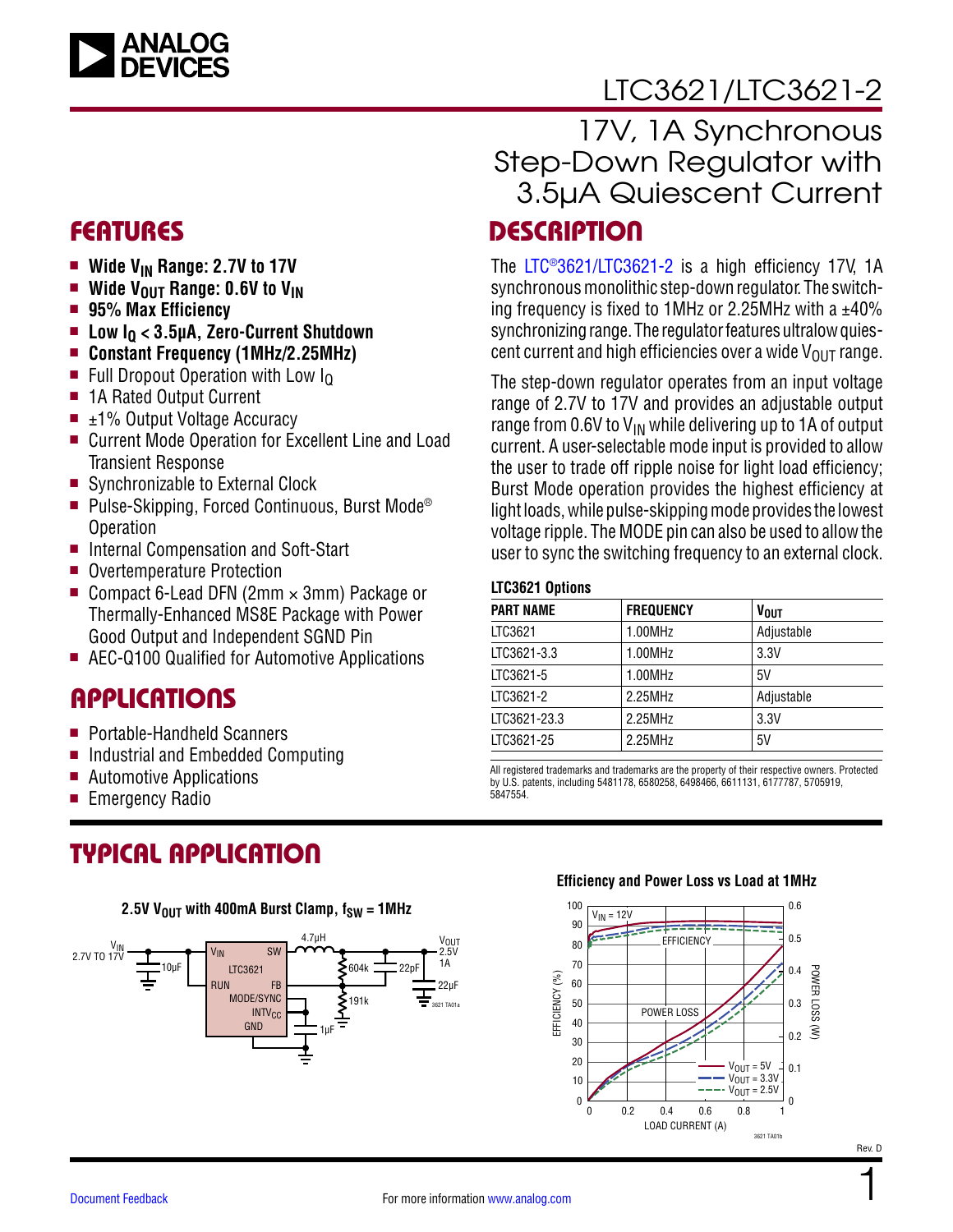# LTC3621/LTC3621-2

## 17V, 1A Synchronous Step-Down Regulator with 3.5µA Quiescent Current

## FEATURES

- **Wide $V_{IN}$ Range: 2.7V to 17V**
- **Wide $V_{OUT}$ Range: 0.6V to $V_{IN}$**
- **95% Max Efficiency**
- **Low $I_Q$ < 3.5µA, Zero-Current Shutdown**
- **Constant Frequency (1MHz/2.25MHz)**
- Full Dropout Operation with Low $I_Q$
- 1A Rated Output Current
- ±1% Output Voltage Accuracy
- Current Mode Operation for Excellent Line and Load Transient Response
- Synchronizable to External Clock
- Pulse-Skipping, Forced Continuous, Burst Mode® Operation
- Internal Compensation and Soft-Start
- Overtemperature Protection
- Compact 6-Lead DFN (2mm × 3mm) Package or Thermally-Enhanced MS8E Package with Power Good Output and Independent SGND Pin
- AEC-Q100 Qualified for Automotive Applications

## APPLICATIONS

- Portable-Handheld Scanners
- Industrial and Embedded Computing
- Automotive Applications
- Emergency Radio

## DESCRIPTION

The LTC®3621/LTC3621-2 is a high efficiency 17V, 1A synchronous monolithic step-down regulator. The switching frequency is fixed to 1MHz or 2.25MHz with a ±40% synchronizing range. The regulator features ultralow quiescent current and high efficiencies over a wide $V_{OUT}$ range.

The step-down regulator operates from an input voltage range of 2.7V to 17V and provides an adjustable output range from 0.6V to $V_{IN}$ while delivering up to 1A of output current. A user-selectable mode input is provided to allow the user to trade off ripple noise for light load efficiency; Burst Mode operation provides the highest efficiency at light loads, while pulse-skipping mode provides the lowest voltage ripple. The MODE pin can also be used to allow the user to sync the switching frequency to an external clock.

**LTC3621 Options**

| PART NAME | FREQUENCY | $V_{OUT}$ |
|---|---|---|
| LTC3621 | 1.00MHz | Adjustable |
| LTC3621-3.3 | 1.00MHz | 3.3V |
| LTC3621-5 | 1.00MHz | 5V |
| LTC3621-2 | 2.25MHz | Adjustable |
| LTC3621-23.3 | 2.25MHz | 3.3V |
| LTC3621-25 | 2.25MHz | 5V |

All registered trademarks and trademarks are the property of their respective owners. Protected by U.S. patents, including 5481178, 6580258, 6498466, 6611131, 6177787, 5705919, 5847554.

## TYPICAL APPLICATION

**2.5V $V_{OUT}$ with 400mA Burst Clamp, $f_{SW}$ = 1MHz**

**Efficiency and Power Loss vs Load at 1MHz**

Rev. D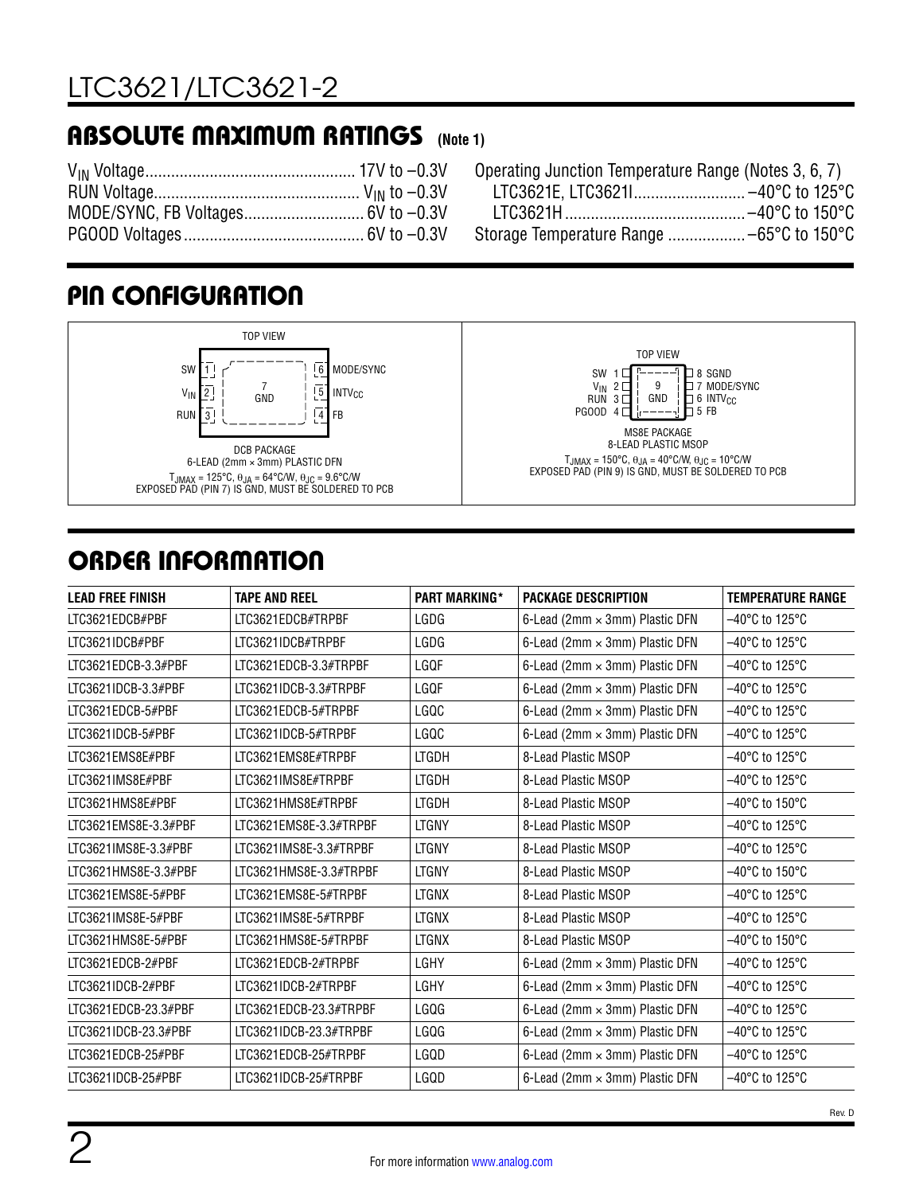## ABSOLUTE MAXIMUM RATINGS (Note 1)

$V_{IN}$ Voltage ................................................ 17V to –0.3V
RUN Voltage ................................................ $V_{IN}$ to –0.3V
MODE/SYNC, FB Voltages ............................ 6V to –0.3V
PGOOD Voltages .......................................... 6V to –0.3V

Operating Junction Temperature Range (Notes 3, 6, 7)
LTC3621E, LTC3621I .......................... –40°C to 125°C
LTC3621H .......................................... –40°C to 150°C
Storage Temperature Range .................. –65°C to 150°C

## PIN CONFIGURATION

TOP VIEW

SW 1 | 6 MODE/SYNC
$V_{IN}$ 2 | 5 $INTV_{CC}$
RUN 3 | 4 FB
7 GND

DCB PACKAGE
6-LEAD (2mm × 3mm) PLASTIC DFN
$T_{JMAX}$ = 125°C, $\theta_{JA}$ = 64°C/W, $\theta_{JC}$ = 9.6°C/W
EXPOSED PAD (PIN 7) IS GND, MUST BE SOLDERED TO PCB

TOP VIEW

SW 1 | 8 SGND
$V_{IN}$ 2 | 7 MODE/SYNC
RUN 3 | 6 $INTV_{CC}$
PGOOD 4 | 5 FB
9 GND

MS8E PACKAGE
8-LEAD PLASTIC MSOP
$T_{JMAX}$ = 150°C, $\theta_{JA}$ = 40°C/W, $\theta_{JC}$ = 10°C/W
EXPOSED PAD (PIN 9) IS GND, MUST BE SOLDERED TO PCB

## ORDER INFORMATION

| LEAD FREE FINISH | TAPE AND REEL | PART MARKING* | PACKAGE DESCRIPTION | TEMPERATURE RANGE |
|---|---|---|---|---|
| LTC3621EDCB#PBF | LTC3621EDCB#TRPBF | LGDG | 6-Lead (2mm × 3mm) Plastic DFN | –40°C to 125°C |
| LTC3621IDCB#PBF | LTC3621IDCB#TRPBF | LGDG | 6-Lead (2mm × 3mm) Plastic DFN | –40°C to 125°C |
| LTC3621EDCB-3.3#PBF | LTC3621EDCB-3.3#TRPBF | LGQF | 6-Lead (2mm × 3mm) Plastic DFN | –40°C to 125°C |
| LTC3621IDCB-3.3#PBF | LTC3621IDCB-3.3#TRPBF | LGQF | 6-Lead (2mm × 3mm) Plastic DFN | –40°C to 125°C |
| LTC3621EDCB-5#PBF | LTC3621EDCB-5#TRPBF | LGQC | 6-Lead (2mm × 3mm) Plastic DFN | –40°C to 125°C |
| LTC3621IDCB-5#PBF | LTC3621IDCB-5#TRPBF | LGQC | 6-Lead (2mm × 3mm) Plastic DFN | –40°C to 125°C |
| LTC3621EMS8E#PBF | LTC3621EMS8E#TRPBF | LTGDH | 8-Lead Plastic MSOP | –40°C to 125°C |
| LTC3621IMS8E#PBF | LTC3621IMS8E#TRPBF | LTGDH | 8-Lead Plastic MSOP | –40°C to 125°C |
| LTC3621HMS8E#PBF | LTC3621HMS8E#TRPBF | LTGDH | 8-Lead Plastic MSOP | –40°C to 150°C |
| LTC3621EMS8E-3.3#PBF | LTC3621EMS8E-3.3#TRPBF | LTGNY | 8-Lead Plastic MSOP | –40°C to 125°C |
| LTC3621IMS8E-3.3#PBF | LTC3621IMS8E-3.3#TRPBF | LTGNY | 8-Lead Plastic MSOP | –40°C to 125°C |
| LTC3621HMS8E-3.3#PBF | LTC3621HMS8E-3.3#TRPBF | LTGNY | 8-Lead Plastic MSOP | –40°C to 150°C |
| LTC3621EMS8E-5#PBF | LTC3621EMS8E-5#TRPBF | LTGNX | 8-Lead Plastic MSOP | –40°C to 125°C |
| LTC3621IMS8E-5#PBF | LTC3621IMS8E-5#TRPBF | LTGNX | 8-Lead Plastic MSOP | –40°C to 125°C |
| LTC3621HMS8E-5#PBF | LTC3621HMS8E-5#TRPBF | LTGNX | 8-Lead Plastic MSOP | –40°C to 150°C |
| LTC3621EDCB-2#PBF | LTC3621EDCB-2#TRPBF | LGHY | 6-Lead (2mm × 3mm) Plastic DFN | –40°C to 125°C |
| LTC3621IDCB-2#PBF | LTC3621IDCB-2#TRPBF | LGHY | 6-Lead (2mm × 3mm) Plastic DFN | –40°C to 125°C |
| LTC3621EDCB-23.3#PBF | LTC3621EDCB-23.3#TRPBF | LGQG | 6-Lead (2mm × 3mm) Plastic DFN | –40°C to 125°C |
| LTC3621IDCB-23.3#PBF | LTC3621IDCB-23.3#TRPBF | LGQG | 6-Lead (2mm × 3mm) Plastic DFN | –40°C to 125°C |
| LTC3621EDCB-25#PBF | LTC3621EDCB-25#TRPBF | LGQD | 6-Lead (2mm × 3mm) Plastic DFN | –40°C to 125°C |
| LTC3621IDCB-25#PBF | LTC3621IDCB-25#TRPBF | LGQD | 6-Lead (2mm × 3mm) Plastic DFN | –40°C to 125°C |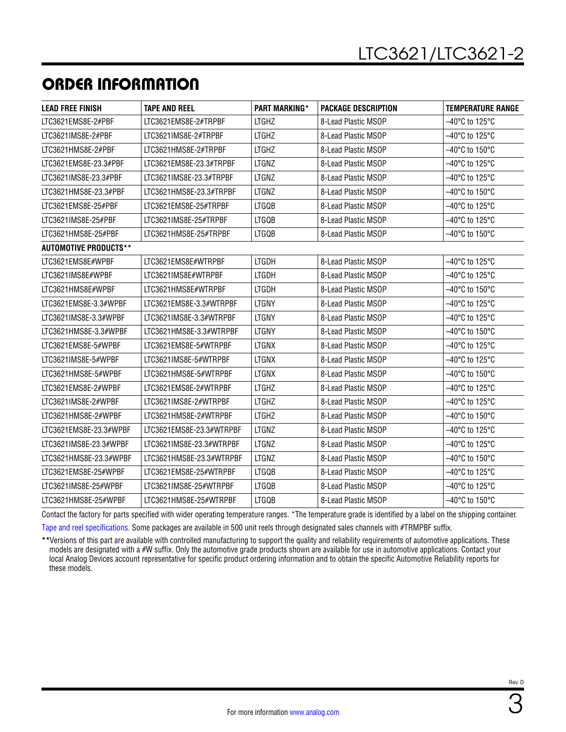## ORDER INFORMATION

| LEAD FREE FINISH | TAPE AND REEL | PART MARKING* | PACKAGE DESCRIPTION | TEMPERATURE RANGE |
|---|---|---|---|---|
| LTC3621EMS8E-2#PBF | LTC3621EMS8E-2#TRPBF | LTGHZ | 8-Lead Plastic MSOP | –40°C to 125°C |
| LTC3621IMS8E-2#PBF | LTC3621IMS8E-2#TRPBF | LTGHZ | 8-Lead Plastic MSOP | –40°C to 125°C |
| LTC3621HMS8E-2#PBF | LTC3621HMS8E-2#TRPBF | LTGHZ | 8-Lead Plastic MSOP | –40°C to 150°C |
| LTC3621EMS8E-23.3#PBF | LTC3621EMS8E-23.3#TRPBF | LTGNZ | 8-Lead Plastic MSOP | –40°C to 125°C |
| LTC3621IMS8E-23.3#PBF | LTC3621IMS8E-23.3#TRPBF | LTGNZ | 8-Lead Plastic MSOP | –40°C to 125°C |
| LTC3621HMS8E-23.3#PBF | LTC3621HMS8E-23.3#TRPBF | LTGNZ | 8-Lead Plastic MSOP | –40°C to 150°C |
| LTC3621EMS8E-25#PBF | LTC3621EMS8E-25#TRPBF | LTGQB | 8-Lead Plastic MSOP | –40°C to 125°C |
| LTC3621IMS8E-25#PBF | LTC3621IMS8E-25#TRPBF | LTGQB | 8-Lead Plastic MSOP | –40°C to 125°C |
| LTC3621HMS8E-25#PBF | LTC3621HMS8E-25#TRPBF | LTGQB | 8-Lead Plastic MSOP | –40°C to 150°C |
| **AUTOMOTIVE PRODUCTS**** | | | | |
| LTC3621EMS8E#WPBF | LTC3621EMS8E#WTRPBF | LTGDH | 8-Lead Plastic MSOP | –40°C to 125°C |
| LTC3621IMS8E#WPBF | LTC3621IMS8E#WTRPBF | LTGDH | 8-Lead Plastic MSOP | –40°C to 125°C |
| LTC3621HMS8E#WPBF | LTC3621HMS8E#WTRPBF | LTGDH | 8-Lead Plastic MSOP | –40°C to 150°C |
| LTC3621EMS8E-3.3#WPBF | LTC3621EMS8E-3.3#WTRPBF | LTGNY | 8-Lead Plastic MSOP | –40°C to 125°C |
| LTC3621IMS8E-3.3#WPBF | LTC3621IMS8E-3.3#WTRPBF | LTGNY | 8-Lead Plastic MSOP | –40°C to 125°C |
| LTC3621HMS8E-3.3#WPBF | LTC3621HMS8E-3.3#WTRPBF | LTGNY | 8-Lead Plastic MSOP | –40°C to 150°C |
| LTC3621EMS8E-5#WPBF | LTC3621EMS8E-5#WTRPBF | LTGNX | 8-Lead Plastic MSOP | –40°C to 125°C |
| LTC3621IMS8E-5#WPBF | LTC3621IMS8E-5#WTRPBF | LTGNX | 8-Lead Plastic MSOP | –40°C to 125°C |
| LTC3621HMS8E-5#WPBF | LTC3621HMS8E-5#WTRPBF | LTGNX | 8-Lead Plastic MSOP | –40°C to 150°C |
| LTC3621EMS8E-2#WPBF | LTC3621EMS8E-2#WTRPBF | LTGHZ | 8-Lead Plastic MSOP | –40°C to 125°C |
| LTC3621IMS8E-2#WPBF | LTC3621IMS8E-2#WTRPBF | LTGHZ | 8-Lead Plastic MSOP | –40°C to 125°C |
| LTC3621HMS8E-2#WPBF | LTC3621HMS8E-2#WTRPBF | LTGHZ | 8-Lead Plastic MSOP | –40°C to 150°C |
| LTC3621EMS8E-23.3#WPBF | LTC3621EMS8E-23.3#WTRPBF | LTGNZ | 8-Lead Plastic MSOP | –40°C to 125°C |
| LTC3621IMS8E-23.3#WPBF | LTC3621IMS8E-23.3#WTRPBF | LTGNZ | 8-Lead Plastic MSOP | –40°C to 125°C |
| LTC3621HMS8E-23.3#WPBF | LTC3621HMS8E-23.3#WTRPBF | LTGNZ | 8-Lead Plastic MSOP | –40°C to 150°C |
| LTC3621EMS8E-25#WPBF | LTC3621EMS8E-25#WTRPBF | LTGQB | 8-Lead Plastic MSOP | –40°C to 125°C |
| LTC3621IMS8E-25#WPBF | LTC3621IMS8E-25#WTRPBF | LTGQB | 8-Lead Plastic MSOP | –40°C to 125°C |
| LTC3621HMS8E-25#WPBF | LTC3621HMS8E-25#WTRPBF | LTGQB | 8-Lead Plastic MSOP | –40°C to 150°C |

Contact the factory for parts specified with wider operating temperature ranges. *The temperature grade is identified by a label on the shipping container.

Tape and reel specifications. Some packages are available in 500 unit reels through designated sales channels with #TRMPBF suffix.

**Versions of this part are available with controlled manufacturing to support the quality and reliability requirements of automotive applications. These models are designated with a #W suffix. Only the automotive grade products shown are available for use in automotive applications. Contact your local Analog Devices account representative for specific product ordering information and to obtain the specific Automotive Reliability reports for these models.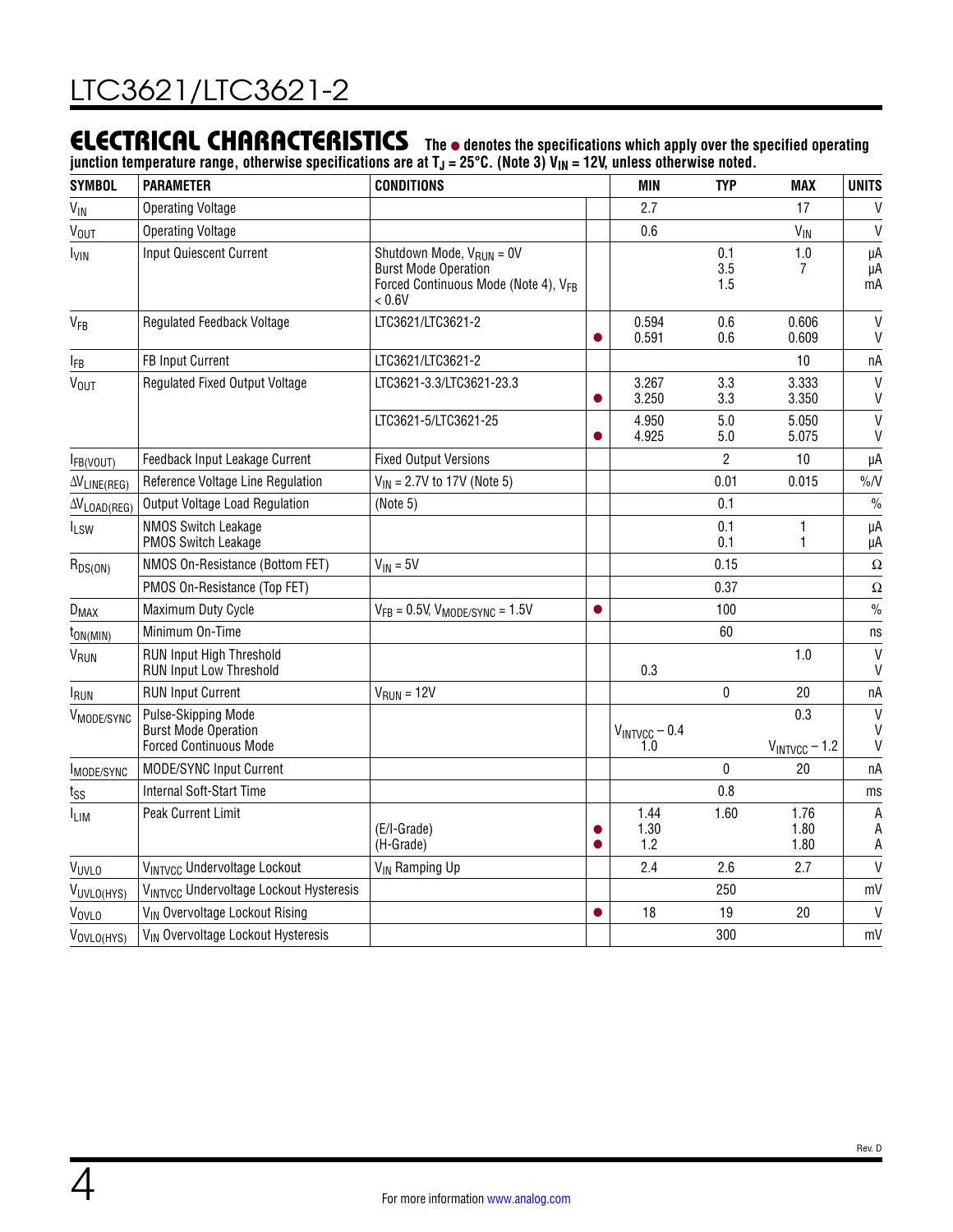## ELECTRICAL CHARACTERISTICS

**The ● denotes the specifications which apply over the specified operating junction temperature range, otherwise specifications are at $T_J$ = 25°C. (Note 3) $V_{IN}$ = 12V, unless otherwise noted.**

| SYMBOL | PARAMETER | CONDITIONS | | MIN | TYP | MAX | UNITS |
|---|---|---|---|---|---|---|---|
| $V_{IN}$ | Operating Voltage | | | 2.7 | | 17 | V |
| $V_{OUT}$ | Operating Voltage | | | 0.6 | | $V_{IN}$ | V |
| $I_{VIN}$ | Input Quiescent Current | Shutdown Mode, $V_{RUN}$ = 0V<br>Burst Mode Operation<br>Forced Continuous Mode (Note 4), $V_{FB}$ < 0.6V | | | 0.1<br>3.5<br>1.5 | 1.0<br>7 | µA<br>µA<br>mA |
| $V_{FB}$ | Regulated Feedback Voltage | LTC3621/LTC3621-2 | <br>● | 0.594<br>0.591 | 0.6<br>0.6 | 0.606<br>0.609 | V<br>V |
| $I_{FB}$ | FB Input Current | LTC3621/LTC3621-2 | | | | 10 | nA |
| $V_{OUT}$ | Regulated Fixed Output Voltage | LTC3621-3.3/LTC3621-23.3 | <br>● | 3.267<br>3.250 | 3.3<br>3.3 | 3.333<br>3.350 | V<br>V |
| | | LTC3621-5/LTC3621-25 | <br>● | 4.950<br>4.925 | 5.0<br>5.0 | 5.050<br>5.075 | V<br>V |
| $I_{FB(VOUT)}$ | Feedback Input Leakage Current | Fixed Output Versions | | | 2 | 10 | µA |
| $\Delta V_{LINE(REG)}$ | Reference Voltage Line Regulation | $V_{IN}$ = 2.7V to 17V (Note 5) | | | 0.01 | 0.015 | %/V |
| $\Delta V_{LOAD(REG)}$ | Output Voltage Load Regulation | (Note 5) | | | 0.1 | | % |
| $I_{LSW}$ | NMOS Switch Leakage<br>PMOS Switch Leakage | | | | 0.1<br>0.1 | 1<br>1 | µA<br>µA |
| $R_{DS(ON)}$ | NMOS On-Resistance (Bottom FET) | $V_{IN}$ = 5V | | | 0.15 | | Ω |
| | PMOS On-Resistance (Top FET) | | | | 0.37 | | Ω |
| $D_{MAX}$ | Maximum Duty Cycle | $V_{FB}$ = 0.5V, $V_{MODE/SYNC}$ = 1.5V | ● | | 100 | | % |
| $t_{ON(MIN)}$ | Minimum On-Time | | | | 60 | | ns |
| $V_{RUN}$ | RUN Input High Threshold<br>RUN Input Low Threshold | | | <br>0.3 | | 1.0 | V<br>V |
| $I_{RUN}$ | RUN Input Current | $V_{RUN}$ = 12V | | | 0 | 20 | nA |
| $V_{MODE/SYNC}$ | Pulse-Skipping Mode<br>Burst Mode Operation<br>Forced Continuous Mode | | | <br>$V_{INTVCC}$ – 0.4<br>1.0 | | 0.3<br><br>$V_{INTVCC}$ – 1.2 | V<br>V<br>V |
| $I_{MODE/SYNC}$ | MODE/SYNC Input Current | | | | 0 | 20 | nA |
| $t_{SS}$ | Internal Soft-Start Time | | | | 0.8 | | ms |
| $I_{LIM}$ | Peak Current Limit | <br>(E/I-Grade)<br>(H-Grade) | <br>●<br>● | 1.44<br>1.30<br>1.2 | 1.60 | 1.76<br>1.80<br>1.80 | A<br>A<br>A |
| $V_{UVLO}$ | $V_{INTVCC}$ Undervoltage Lockout | $V_{IN}$ Ramping Up | | 2.4 | 2.6 | 2.7 | V |
| $V_{UVLO(HYS)}$ | $V_{INTVCC}$ Undervoltage Lockout Hysteresis | | | | 250 | | mV |
| $V_{OVLO}$ | $V_{IN}$ Overvoltage Lockout Rising | | ● | 18 | 19 | 20 | V |
| $V_{OVLO(HYS)}$ | $V_{IN}$ Overvoltage Lockout Hysteresis | | | | 300 | | mV |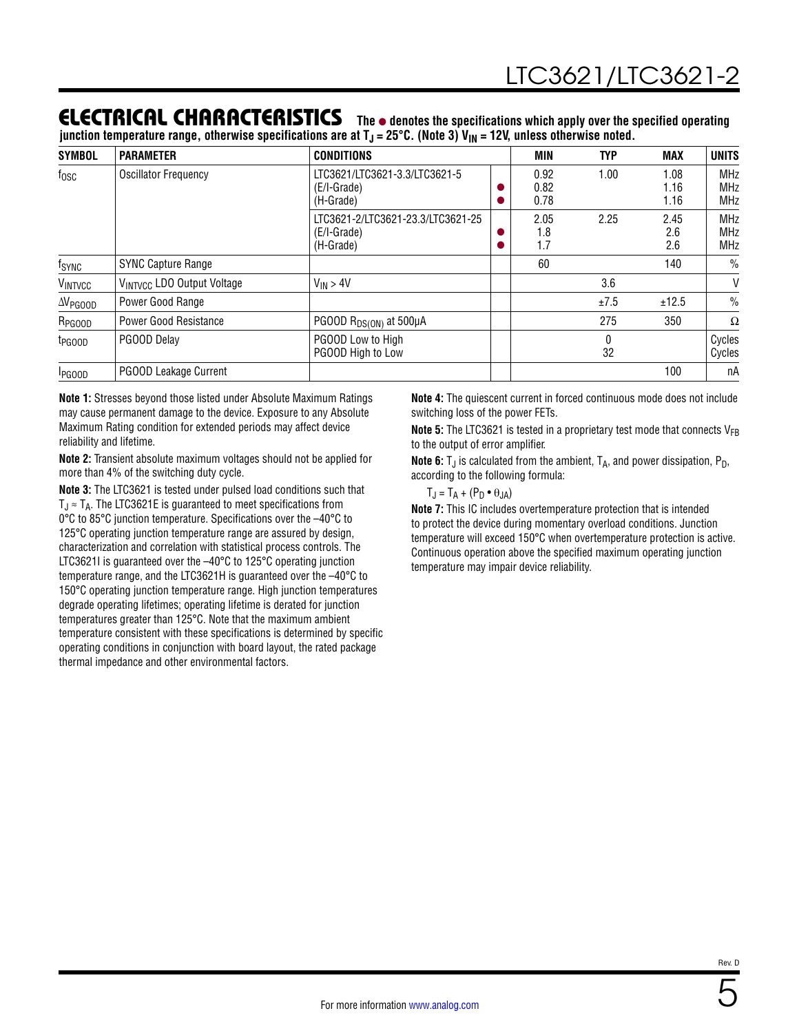## ELECTRICAL CHARACTERISTICS

**The ● denotes the specifications which apply over the specified operating junction temperature range, otherwise specifications are at $T_J = 25°C$. (Note 3) $V_{IN} = 12V$, unless otherwise noted.**

| SYMBOL | PARAMETER | CONDITIONS | | MIN | TYP | MAX | UNITS |
|---|---|---|---|---|---|---|---|
| $f_{OSC}$ | Oscillator Frequency | LTC3621/LTC3621-3.3/LTC3621-5<br>(E/I-Grade)<br>(H-Grade) | <br>●<br>● | 0.92<br>0.82<br>0.78 | 1.00 | 1.08<br>1.16<br>1.16 | MHz<br>MHz<br>MHz |
| | | LTC3621-2/LTC3621-23.3/LTC3621-25<br>(E/I-Grade)<br>(H-Grade) | <br>●<br>● | 2.05<br>1.8<br>1.7 | 2.25 | 2.45<br>2.6<br>2.6 | MHz<br>MHz<br>MHz |
| $f_{SYNC}$ | SYNC Capture Range | | | 60 | | 140 | % |
| $V_{INTVCC}$ | $V_{INTVCC}$ LDO Output Voltage | $V_{IN} > 4V$ | | | 3.6 | | V |
| $\Delta V_{PGOOD}$ | Power Good Range | | | | ±7.5 | ±12.5 | % |
| $R_{PGOOD}$ | Power Good Resistance | PGOOD $R_{DS(ON)}$ at 500µA | | | 275 | 350 | Ω |
| $t_{PGOOD}$ | PGOOD Delay | PGOOD Low to High<br>PGOOD High to Low | | | 0<br>32 | | Cycles<br>Cycles |
| $I_{PGOOD}$ | PGOOD Leakage Current | | | | | 100 | nA |

**Note 1:** Stresses beyond those listed under Absolute Maximum Ratings may cause permanent damage to the device. Exposure to any Absolute Maximum Rating condition for extended periods may affect device reliability and lifetime.

**Note 2:** Transient absolute maximum voltages should not be applied for more than 4% of the switching duty cycle.

**Note 3:** The LTC3621 is tested under pulsed load conditions such that $T_J \approx T_A$. The LTC3621E is guaranteed to meet specifications from 0°C to 85°C junction temperature. Specifications over the –40°C to 125°C operating junction temperature range are assured by design, characterization and correlation with statistical process controls. The LTC3621I is guaranteed over the –40°C to 125°C operating junction temperature range, and the LTC3621H is guaranteed over the –40°C to 150°C operating junction temperature range. High junction temperatures degrade operating lifetimes; operating lifetime is derated for junction temperatures greater than 125°C. Note that the maximum ambient temperature consistent with these specifications is determined by specific operating conditions in conjunction with board layout, the rated package thermal impedance and other environmental factors.

**Note 4:** The quiescent current in forced continuous mode does not include switching loss of the power FETs.

**Note 5:** The LTC3621 is tested in a proprietary test mode that connects $V_{FB}$ to the output of error amplifier.

**Note 6:** $T_J$ is calculated from the ambient, $T_A$, and power dissipation, $P_D$, according to the following formula:

$$T_J = T_A + (P_D \bullet \theta_{JA})$$

**Note 7:** This IC includes overtemperature protection that is intended to protect the device during momentary overload conditions. Junction temperature will exceed 150°C when overtemperature protection is active. Continuous operation above the specified maximum operating junction temperature may impair device reliability.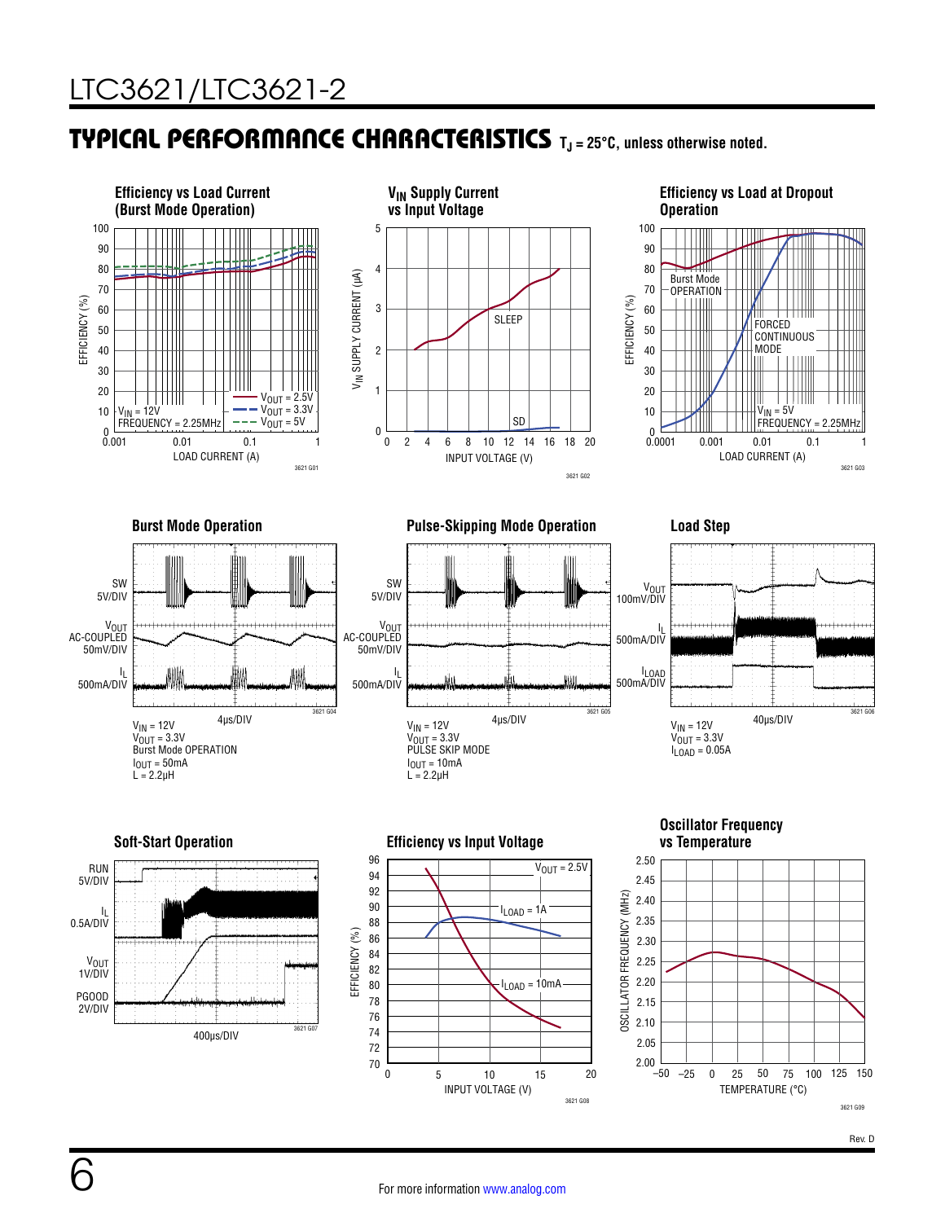## TYPICAL PERFORMANCE CHARACTERISTICS $T_J$ = 25°C, unless otherwise noted.

**Efficiency vs Load Current (Burst Mode Operation)**

EFFICIENCY (%) vs LOAD CURRENT (A)

$V_{IN}$ = 12V
FREQUENCY = 2.25MHz
$V_{OUT}$ = 2.5V
$V_{OUT}$ = 3.3V
$V_{OUT}$ = 5V

3621 G01

**$V_{IN}$ Supply Current vs Input Voltage**

$V_{IN}$ SUPPLY CURRENT (µA) vs INPUT VOLTAGE (V)

SLEEP
SD

3621 G02

**Efficiency vs Load at Dropout Operation**

EFFICIENCY (%) vs LOAD CURRENT (A)

Burst Mode OPERATION
FORCED CONTINUOUS MODE
$V_{IN}$ = 5V
FREQUENCY = 2.25MHz

3621 G03

**Burst Mode Operation**

SW 5V/DIV
$V_{OUT}$ AC-COUPLED 50mV/DIV
$I_L$ 500mA/DIV
4µs/DIV

$V_{IN}$ = 12V
$V_{OUT}$ = 3.3V
Burst Mode OPERATION
$I_{OUT}$ = 50mA
L = 2.2µH

3621 G04

**Pulse-Skipping Mode Operation**

SW 5V/DIV
$V_{OUT}$ AC-COUPLED 50mV/DIV
$I_L$ 500mA/DIV
4µs/DIV

$V_{IN}$ = 12V
$V_{OUT}$ = 3.3V
PULSE SKIP MODE
$I_{OUT}$ = 10mA
L = 2.2µH

3621 G05

**Load Step**

$V_{OUT}$ 100mV/DIV
$I_L$ 500mA/DIV
$I_{LOAD}$ 500mA/DIV
40µs/DIV

$V_{IN}$ = 12V
$V_{OUT}$ = 3.3V
$I_{LOAD}$ = 0.05A

3621 G06

**Soft-Start Operation**

RUN 5V/DIV
$I_L$ 0.5A/DIV
$V_{OUT}$ 1V/DIV
PGOOD 2V/DIV
400µs/DIV

3621 G07

**Efficiency vs Input Voltage**

EFFICIENCY (%) vs INPUT VOLTAGE (V)

$V_{OUT}$ = 2.5V
$I_{LOAD}$ = 1A
$I_{LOAD}$ = 10mA

3621 G08

**Oscillator Frequency vs Temperature**

OSCILLATOR FREQUENCY (MHz) vs TEMPERATURE (°C)

3621 G09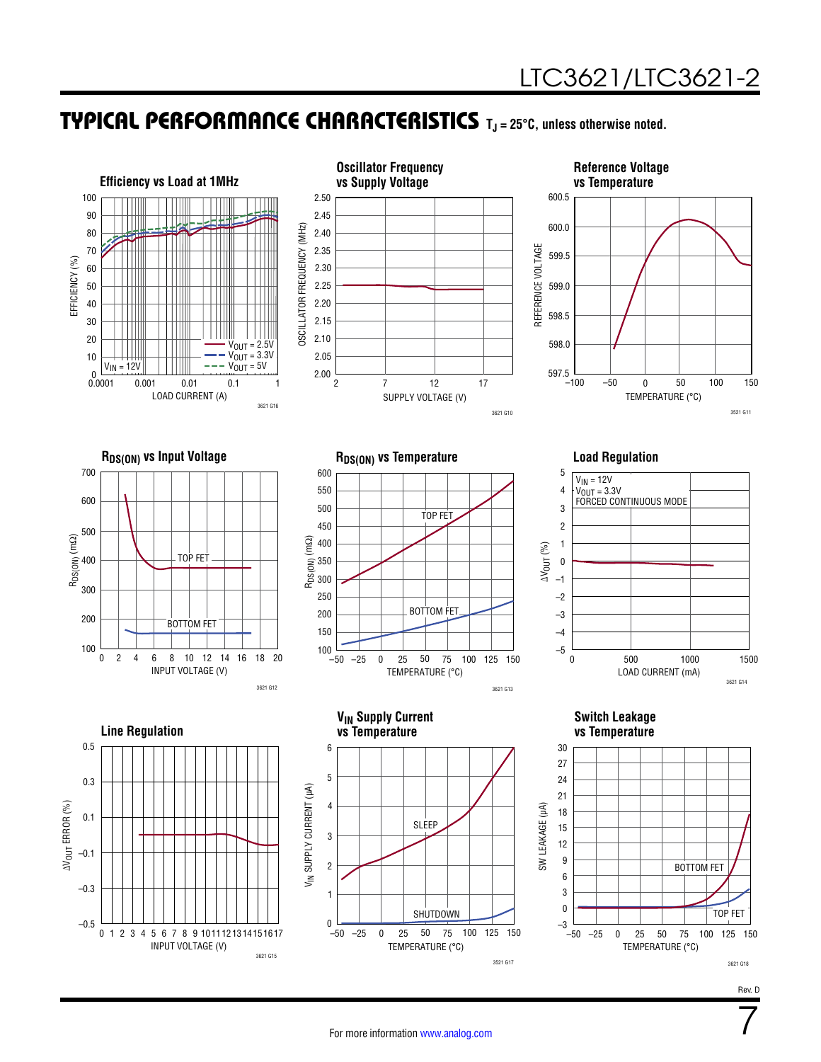## TYPICAL PERFORMANCE CHARACTERISTICS $T_J$ = 25°C, unless otherwise noted.

**Efficiency vs Load at 1MHz**

EFFICIENCY (%) vs LOAD CURRENT (A); $V_{IN}$ = 12V; $V_{OUT}$ = 2.5V, $V_{OUT}$ = 3.3V, $V_{OUT}$ = 5V

3621 G16

**Oscillator Frequency vs Supply Voltage**

OSCILLATOR FREQUENCY (MHz) vs SUPPLY VOLTAGE (V)

3621 G10

**Reference Voltage vs Temperature**

REFERENCE VOLTAGE vs TEMPERATURE (°C)

3521 G11

**$R_{DS(ON)}$ vs Input Voltage**

$R_{DS(ON)}$ (mΩ) vs INPUT VOLTAGE (V); TOP FET, BOTTOM FET

3621 G12

**$R_{DS(ON)}$ vs Temperature**

$R_{DS(ON)}$ (mΩ) vs TEMPERATURE (°C); TOP FET, BOTTOM FET

3621 G13

**Load Regulation**

$\Delta V_{OUT}$ (%) vs LOAD CURRENT (mA); $V_{IN}$ = 12V, $V_{OUT}$ = 3.3V, FORCED CONTINUOUS MODE

3621 G14

**Line Regulation**

$\Delta V_{OUT}$ ERROR (%) vs INPUT VOLTAGE (V)

3621 G15

**$V_{IN}$ Supply Current vs Temperature**

$V_{IN}$ SUPPLY CURRENT (µA) vs TEMPERATURE (°C); SLEEP, SHUTDOWN

3521 G17

**Switch Leakage vs Temperature**

SW LEAKAGE (µA) vs TEMPERATURE (°C); BOTTOM FET, TOP FET

3621 G18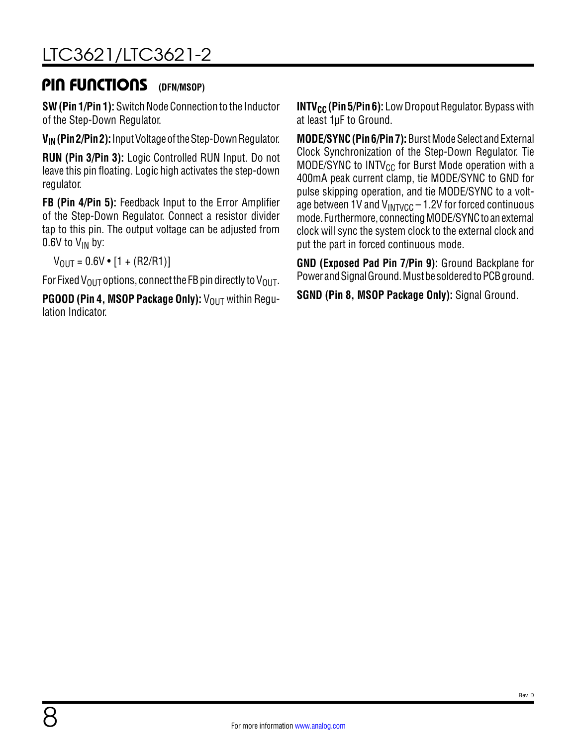## PIN FUNCTIONS (DFN/MSOP)

**SW (Pin 1/Pin 1):** Switch Node Connection to the Inductor of the Step-Down Regulator.

**$V_{IN}$ (Pin 2/Pin 2):** Input Voltage of the Step-Down Regulator.

**RUN (Pin 3/Pin 3):** Logic Controlled RUN Input. Do not leave this pin floating. Logic high activates the step-down regulator.

**FB (Pin 4/Pin 5):** Feedback Input to the Error Amplifier of the Step-Down Regulator. Connect a resistor divider tap to this pin. The output voltage can be adjusted from 0.6V to $V_{IN}$ by:

$$V_{OUT} = 0.6V \bullet [1 + (R2/R1)]$$

For Fixed $V_{OUT}$ options, connect the FB pin directly to $V_{OUT}$.

**PGOOD (Pin 4, MSOP Package Only):** $V_{OUT}$ within Regulation Indicator.

**$INTV_{CC}$ (Pin 5/Pin 6):** Low Dropout Regulator. Bypass with at least 1µF to Ground.

**MODE/SYNC (Pin 6/Pin 7):** Burst Mode Select and External Clock Synchronization of the Step-Down Regulator. Tie MODE/SYNC to $INTV_{CC}$ for Burst Mode operation with a 400mA peak current clamp, tie MODE/SYNC to GND for pulse skipping operation, and tie MODE/SYNC to a voltage between 1V and $V_{INTVCC}$ – 1.2V for forced continuous mode. Furthermore, connecting MODE/SYNC to an external clock will sync the system clock to the external clock and put the part in forced continuous mode.

**GND (Exposed Pad Pin 7/Pin 9):** Ground Backplane for Power and Signal Ground. Must be soldered to PCB ground.

**SGND (Pin 8, MSOP Package Only):** Signal Ground.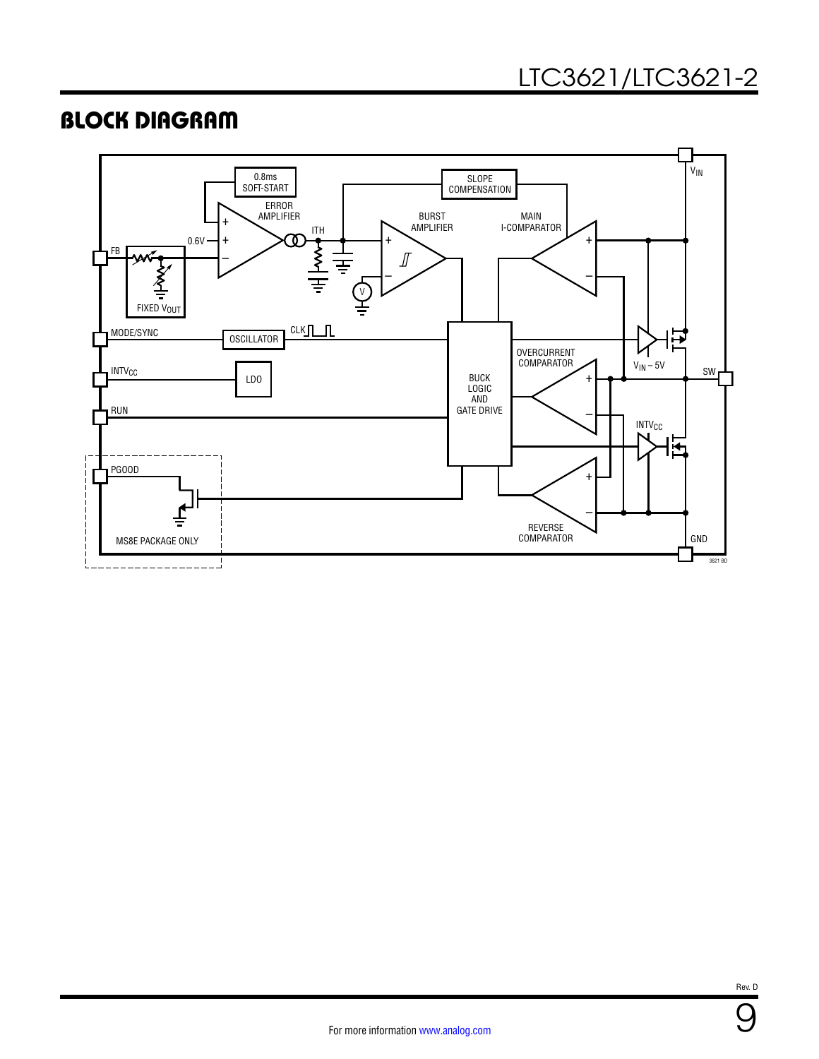## BLOCK DIAGRAM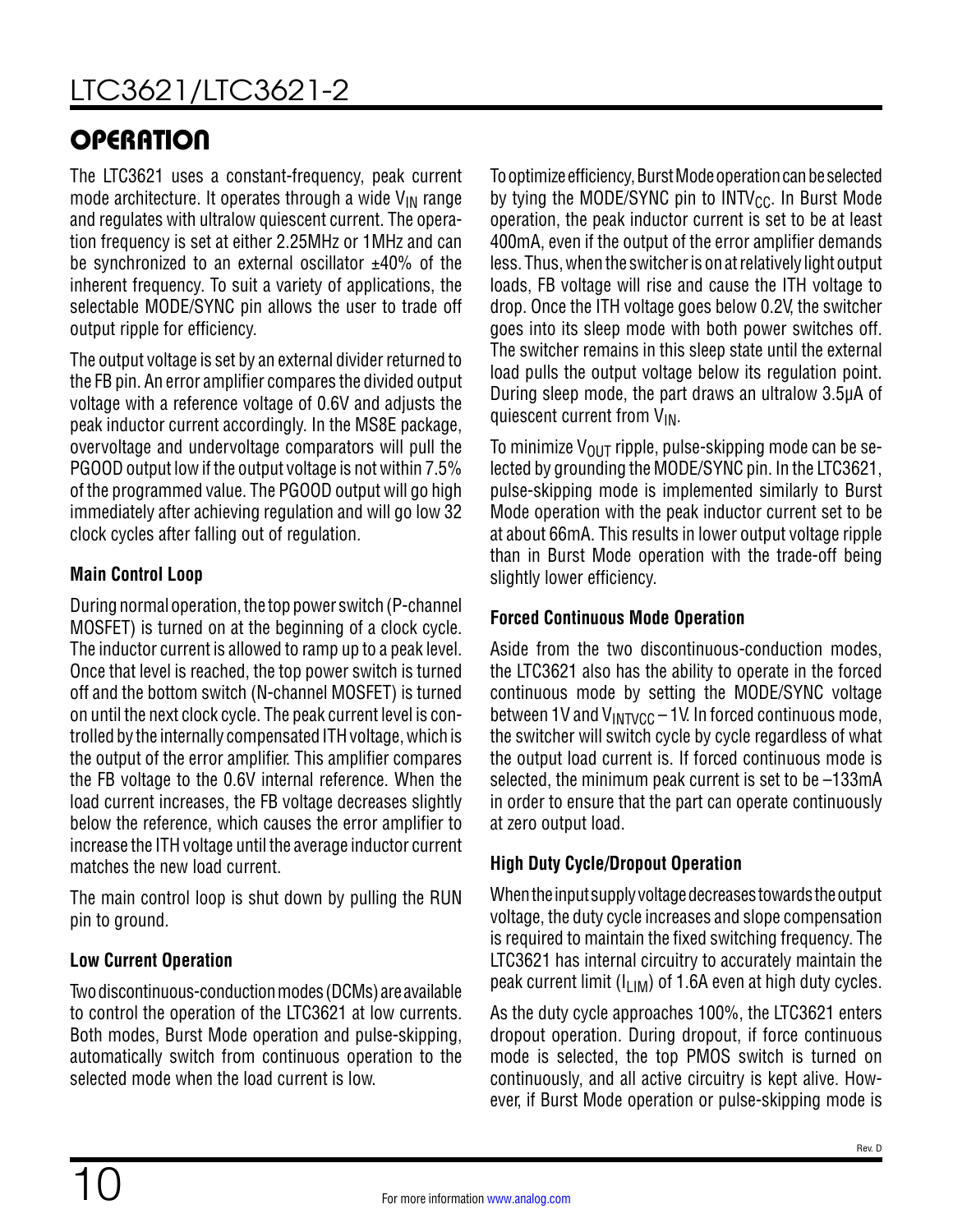## OPERATION

The LTC3621 uses a constant-frequency, peak current mode architecture. It operates through a wide $V_{IN}$ range and regulates with ultralow quiescent current. The operation frequency is set at either 2.25MHz or 1MHz and can be synchronized to an external oscillator ±40% of the inherent frequency. To suit a variety of applications, the selectable MODE/SYNC pin allows the user to trade off output ripple for efficiency.

The output voltage is set by an external divider returned to the FB pin. An error amplifier compares the divided output voltage with a reference voltage of 0.6V and adjusts the peak inductor current accordingly. In the MS8E package, overvoltage and undervoltage comparators will pull the PGOOD output low if the output voltage is not within 7.5% of the programmed value. The PGOOD output will go high immediately after achieving regulation and will go low 32 clock cycles after falling out of regulation.

### Main Control Loop

During normal operation, the top power switch (P-channel MOSFET) is turned on at the beginning of a clock cycle. The inductor current is allowed to ramp up to a peak level. Once that level is reached, the top power switch is turned off and the bottom switch (N-channel MOSFET) is turned on until the next clock cycle. The peak current level is controlled by the internally compensated ITH voltage, which is the output of the error amplifier. This amplifier compares the FB voltage to the 0.6V internal reference. When the load current increases, the FB voltage decreases slightly below the reference, which causes the error amplifier to increase the ITH voltage until the average inductor current matches the new load current.

The main control loop is shut down by pulling the RUN pin to ground.

### Low Current Operation

Two discontinuous-conduction modes (DCMs) are available to control the operation of the LTC3621 at low currents. Both modes, Burst Mode operation and pulse-skipping, automatically switch from continuous operation to the selected mode when the load current is low.

To optimize efficiency, Burst Mode operation can be selected by tying the MODE/SYNC pin to $INTV_{CC}$. In Burst Mode operation, the peak inductor current is set to be at least 400mA, even if the output of the error amplifier demands less. Thus, when the switcher is on at relatively light output loads, FB voltage will rise and cause the ITH voltage to drop. Once the ITH voltage goes below 0.2V, the switcher goes into its sleep mode with both power switches off. The switcher remains in this sleep state until the external load pulls the output voltage below its regulation point. During sleep mode, the part draws an ultralow 3.5μA of quiescent current from $V_{IN}$.

To minimize $V_{OUT}$ ripple, pulse-skipping mode can be selected by grounding the MODE/SYNC pin. In the LTC3621, pulse-skipping mode is implemented similarly to Burst Mode operation with the peak inductor current set to be at about 66mA. This results in lower output voltage ripple than in Burst Mode operation with the trade-off being slightly lower efficiency.

### Forced Continuous Mode Operation

Aside from the two discontinuous-conduction modes, the LTC3621 also has the ability to operate in the forced continuous mode by setting the MODE/SYNC voltage between 1V and $V_{INTVCC}$ – 1V. In forced continuous mode, the switcher will switch cycle by cycle regardless of what the output load current is. If forced continuous mode is selected, the minimum peak current is set to be –133mA in order to ensure that the part can operate continuously at zero output load.

### High Duty Cycle/Dropout Operation

When the input supply voltage decreases towards the output voltage, the duty cycle increases and slope compensation is required to maintain the fixed switching frequency. The LTC3621 has internal circuitry to accurately maintain the peak current limit ($I_{LIM}$) of 1.6A even at high duty cycles.

As the duty cycle approaches 100%, the LTC3621 enters dropout operation. During dropout, if force continuous mode is selected, the top PMOS switch is turned on continuously, and all active circuitry is kept alive. However, if Burst Mode operation or pulse-skipping mode is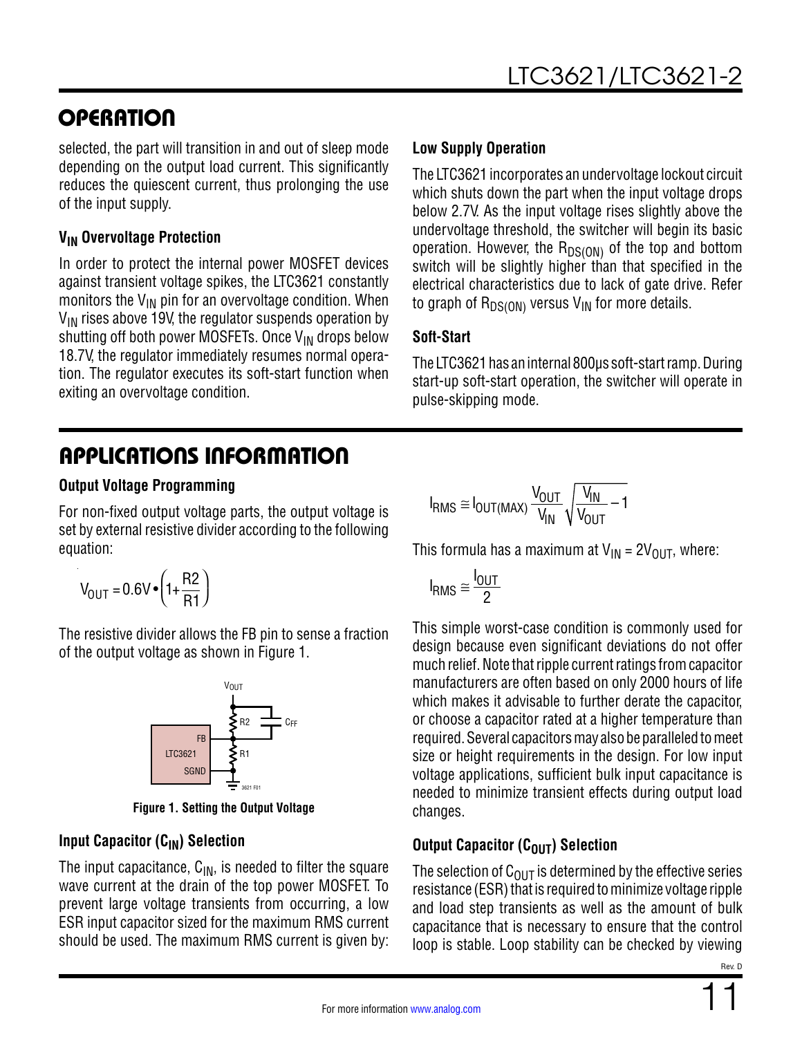## OPERATION

selected, the part will transition in and out of sleep mode depending on the output load current. This significantly reduces the quiescent current, thus prolonging the use of the input supply.

### $V_{IN}$ Overvoltage Protection

In order to protect the internal power MOSFET devices against transient voltage spikes, the LTC3621 constantly monitors the $V_{IN}$ pin for an overvoltage condition. When $V_{IN}$ rises above 19V, the regulator suspends operation by shutting off both power MOSFETs. Once $V_{IN}$ drops below 18.7V, the regulator immediately resumes normal operation. The regulator executes its soft-start function when exiting an overvoltage condition.

### Low Supply Operation

The LTC3621 incorporates an undervoltage lockout circuit which shuts down the part when the input voltage drops below 2.7V. As the input voltage rises slightly above the undervoltage threshold, the switcher will begin its basic operation. However, the $R_{DS(ON)}$ of the top and bottom switch will be slightly higher than that specified in the electrical characteristics due to lack of gate drive. Refer to graph of $R_{DS(ON)}$ versus $V_{IN}$ for more details.

### Soft-Start

The LTC3621 has an internal 800μs soft-start ramp. During start-up soft-start operation, the switcher will operate in pulse-skipping mode.

## APPLICATIONS INFORMATION

### Output Voltage Programming

For non-fixed output voltage parts, the output voltage is set by external resistive divider according to the following equation:

$$V_{OUT} = 0.6V \bullet \left(1 + \frac{R2}{R1}\right)$$

The resistive divider allows the FB pin to sense a fraction of the output voltage as shown in Figure 1.

**Figure 1. Setting the Output Voltage**

### Input Capacitor ($C_{IN}$) Selection

The input capacitance, $C_{IN}$, is needed to filter the square wave current at the drain of the top power MOSFET. To prevent large voltage transients from occurring, a low ESR input capacitor sized for the maximum RMS current should be used. The maximum RMS current is given by:

$$I_{RMS} \cong I_{OUT(MAX)} \frac{V_{OUT}}{V_{IN}} \sqrt{\frac{V_{IN}}{V_{OUT}} - 1}$$

This formula has a maximum at $V_{IN} = 2V_{OUT}$, where:

$$I_{RMS} \cong \frac{I_{OUT}}{2}$$

This simple worst-case condition is commonly used for design because even significant deviations do not offer much relief. Note that ripple current ratings from capacitor manufacturers are often based on only 2000 hours of life which makes it advisable to further derate the capacitor, or choose a capacitor rated at a higher temperature than required. Several capacitors may also be paralleled to meet size or height requirements in the design. For low input voltage applications, sufficient bulk input capacitance is needed to minimize transient effects during output load changes.

### Output Capacitor ($C_{OUT}$) Selection

The selection of $C_{OUT}$ is determined by the effective series resistance (ESR) that is required to minimize voltage ripple and load step transients as well as the amount of bulk capacitance that is necessary to ensure that the control loop is stable. Loop stability can be checked by viewing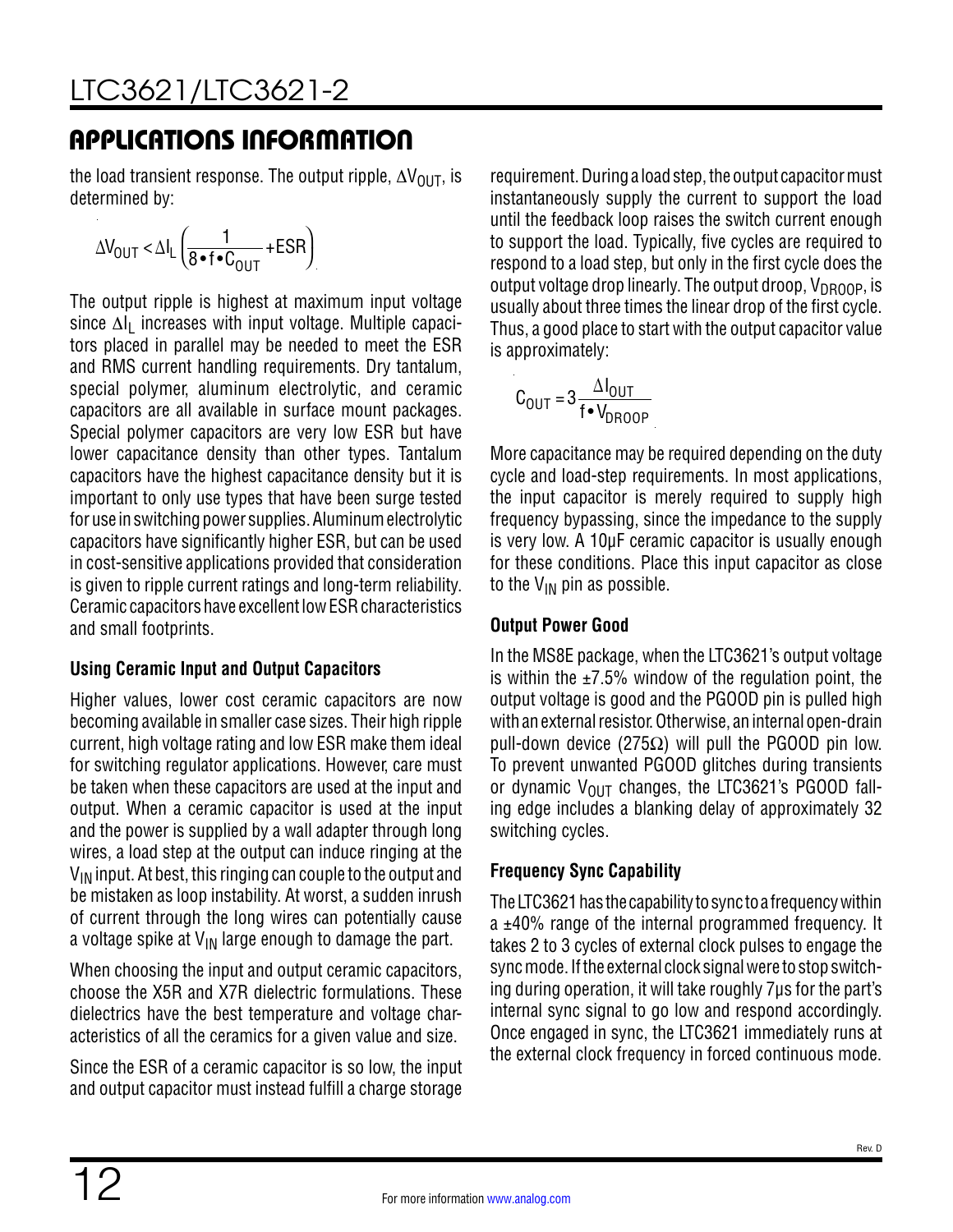## APPLICATIONS INFORMATION

the load transient response. The output ripple, $\Delta V_{OUT}$, is determined by:

$$\Delta V_{OUT} < \Delta I_L \left( \frac{1}{8 \bullet f \bullet C_{OUT}} + ESR \right)$$

The output ripple is highest at maximum input voltage since $\Delta I_L$ increases with input voltage. Multiple capacitors placed in parallel may be needed to meet the ESR and RMS current handling requirements. Dry tantalum, special polymer, aluminum electrolytic, and ceramic capacitors are all available in surface mount packages. Special polymer capacitors are very low ESR but have lower capacitance density than other types. Tantalum capacitors have the highest capacitance density but it is important to only use types that have been surge tested for use in switching power supplies. Aluminum electrolytic capacitors have significantly higher ESR, but can be used in cost-sensitive applications provided that consideration is given to ripple current ratings and long-term reliability. Ceramic capacitors have excellent low ESR characteristics and small footprints.

### Using Ceramic Input and Output Capacitors

Higher values, lower cost ceramic capacitors are now becoming available in smaller case sizes. Their high ripple current, high voltage rating and low ESR make them ideal for switching regulator applications. However, care must be taken when these capacitors are used at the input and output. When a ceramic capacitor is used at the input and the power is supplied by a wall adapter through long wires, a load step at the output can induce ringing at the $V_{IN}$ input. At best, this ringing can couple to the output and be mistaken as loop instability. At worst, a sudden inrush of current through the long wires can potentially cause a voltage spike at $V_{IN}$ large enough to damage the part.

When choosing the input and output ceramic capacitors, choose the X5R and X7R dielectric formulations. These dielectrics have the best temperature and voltage characteristics of all the ceramics for a given value and size.

Since the ESR of a ceramic capacitor is so low, the input and output capacitor must instead fulfill a charge storage requirement. During a load step, the output capacitor must instantaneously supply the current to support the load until the feedback loop raises the switch current enough to support the load. Typically, five cycles are required to respond to a load step, but only in the first cycle does the output voltage drop linearly. The output droop, $V_{DROOP}$, is usually about three times the linear drop of the first cycle. Thus, a good place to start with the output capacitor value is approximately:

$$C_{OUT} = 3 \frac{\Delta I_{OUT}}{f \bullet V_{DROOP}}$$

More capacitance may be required depending on the duty cycle and load-step requirements. In most applications, the input capacitor is merely required to supply high frequency bypassing, since the impedance to the supply is very low. A 10µF ceramic capacitor is usually enough for these conditions. Place this input capacitor as close to the $V_{IN}$ pin as possible.

### Output Power Good

In the MS8E package, when the LTC3621's output voltage is within the ±7.5% window of the regulation point, the output voltage is good and the PGOOD pin is pulled high with an external resistor. Otherwise, an internal open-drain pull-down device (275Ω) will pull the PGOOD pin low. To prevent unwanted PGOOD glitches during transients or dynamic $V_{OUT}$ changes, the LTC3621's PGOOD falling edge includes a blanking delay of approximately 32 switching cycles.

### Frequency Sync Capability

The LTC3621 has the capability to sync to a frequency within a ±40% range of the internal programmed frequency. It takes 2 to 3 cycles of external clock pulses to engage the sync mode. If the external clock signal were to stop switching during operation, it will take roughly 7µs for the part's internal sync signal to go low and respond accordingly. Once engaged in sync, the LTC3621 immediately runs at the external clock frequency in forced continuous mode.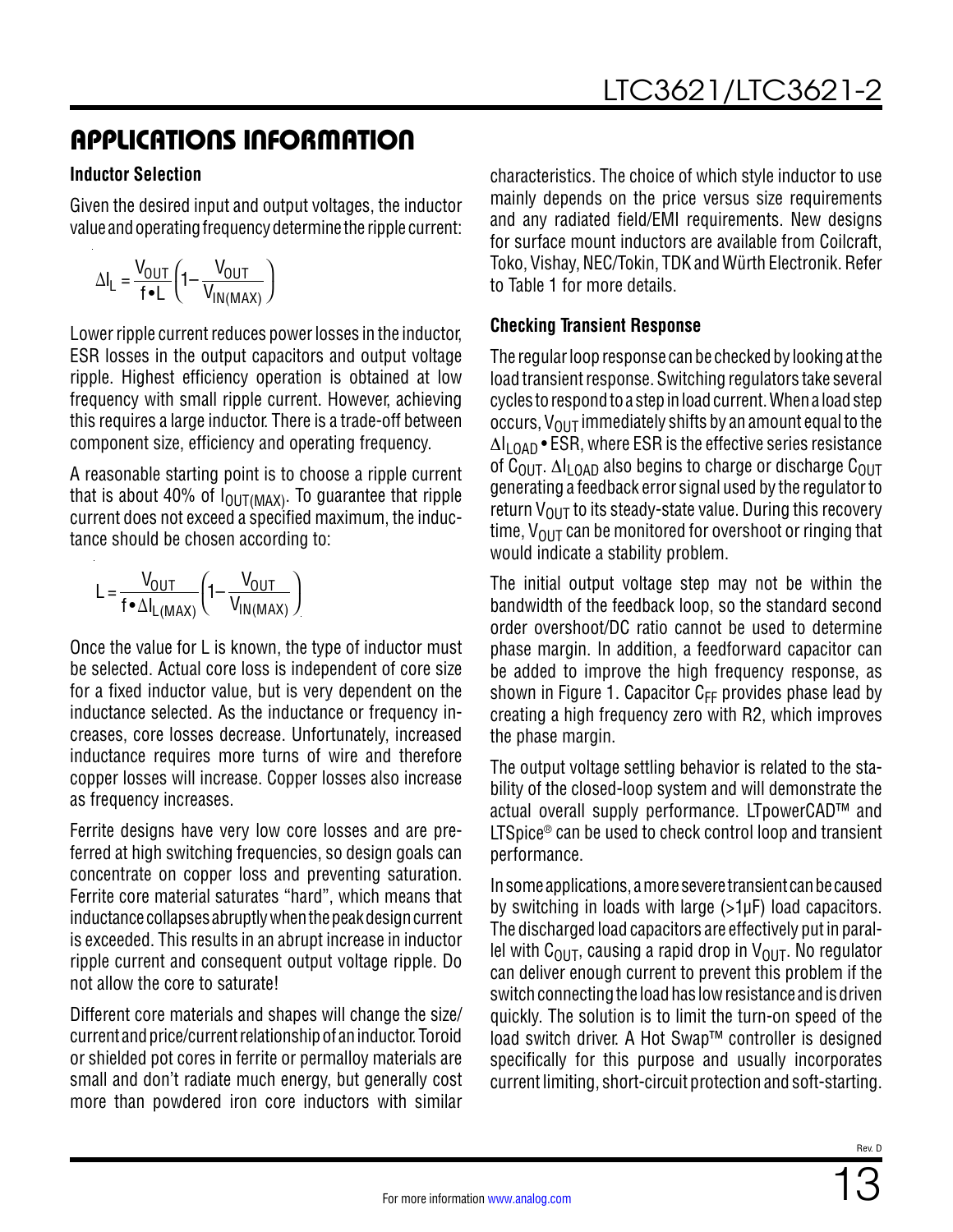## APPLICATIONS INFORMATION

### Inductor Selection

Given the desired input and output voltages, the inductor value and operating frequency determine the ripple current:

$$\Delta I_L = \frac{V_{OUT}}{f \bullet L}\left(1 - \frac{V_{OUT}}{V_{IN(MAX)}}\right)$$

Lower ripple current reduces power losses in the inductor, ESR losses in the output capacitors and output voltage ripple. Highest efficiency operation is obtained at low frequency with small ripple current. However, achieving this requires a large inductor. There is a trade-off between component size, efficiency and operating frequency.

A reasonable starting point is to choose a ripple current that is about 40% of $I_{OUT(MAX)}$. To guarantee that ripple current does not exceed a specified maximum, the inductance should be chosen according to:

$$L = \frac{V_{OUT}}{f \bullet \Delta I_{L(MAX)}}\left(1 - \frac{V_{OUT}}{V_{IN(MAX)}}\right)$$

Once the value for L is known, the type of inductor must be selected. Actual core loss is independent of core size for a fixed inductor value, but is very dependent on the inductance selected. As the inductance or frequency increases, core losses decrease. Unfortunately, increased inductance requires more turns of wire and therefore copper losses will increase. Copper losses also increase as frequency increases.

Ferrite designs have very low core losses and are preferred at high switching frequencies, so design goals can concentrate on copper loss and preventing saturation. Ferrite core material saturates "hard", which means that inductance collapses abruptly when the peak design current is exceeded. This results in an abrupt increase in inductor ripple current and consequent output voltage ripple. Do not allow the core to saturate!

Different core materials and shapes will change the size/current and price/current relationship of an inductor. Toroid or shielded pot cores in ferrite or permalloy materials are small and don't radiate much energy, but generally cost more than powdered iron core inductors with similar characteristics. The choice of which style inductor to use mainly depends on the price versus size requirements and any radiated field/EMI requirements. New designs for surface mount inductors are available from Coilcraft, Toko, Vishay, NEC/Tokin, TDK and Würth Electronik. Refer to Table 1 for more details.

### Checking Transient Response

The regular loop response can be checked by looking at the load transient response. Switching regulators take several cycles to respond to a step in load current. When a load step occurs, $V_{OUT}$ immediately shifts by an amount equal to the $\Delta I_{LOAD} \bullet ESR$, where ESR is the effective series resistance of $C_{OUT}$. $\Delta I_{LOAD}$ also begins to charge or discharge $C_{OUT}$ generating a feedback error signal used by the regulator to return $V_{OUT}$ to its steady-state value. During this recovery time, $V_{OUT}$ can be monitored for overshoot or ringing that would indicate a stability problem.

The initial output voltage step may not be within the bandwidth of the feedback loop, so the standard second order overshoot/DC ratio cannot be used to determine phase margin. In addition, a feedforward capacitor can be added to improve the high frequency response, as shown in Figure 1. Capacitor $C_{FF}$ provides phase lead by creating a high frequency zero with R2, which improves the phase margin.

The output voltage settling behavior is related to the stability of the closed-loop system and will demonstrate the actual overall supply performance. LTpowerCAD™ and LTSpice® can be used to check control loop and transient performance.

In some applications, a more severe transient can be caused by switching in loads with large (>1µF) load capacitors. The discharged load capacitors are effectively put in parallel with $C_{OUT}$, causing a rapid drop in $V_{OUT}$. No regulator can deliver enough current to prevent this problem if the switch connecting the load has low resistance and is driven quickly. The solution is to limit the turn-on speed of the load switch driver. A Hot Swap™ controller is designed specifically for this purpose and usually incorporates current limiting, short-circuit protection and soft-starting.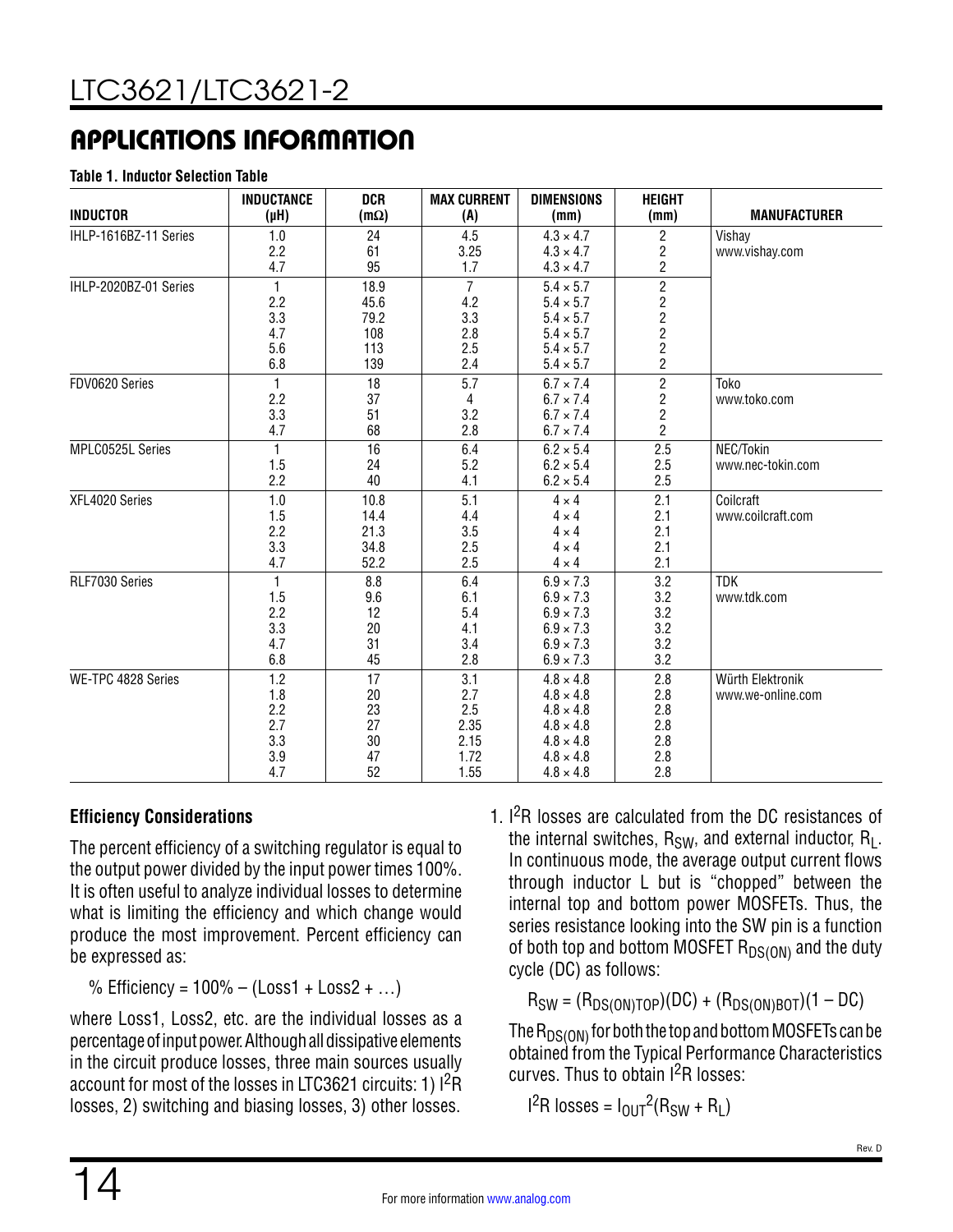## APPLICATIONS INFORMATION

**Table 1. Inductor Selection Table**

| INDUCTOR | INDUCTANCE (µH) | DCR (mΩ) | MAX CURRENT (A) | DIMENSIONS (mm) | HEIGHT (mm) | MANUFACTURER |
|---|---|---|---|---|---|---|
| IHLP-1616BZ-11 Series | 1.0 | 24 | 4.5 | 4.3 × 4.7 | 2 | Vishay www.vishay.com |
| | 2.2 | 61 | 3.25 | 4.3 × 4.7 | 2 | |
| | 4.7 | 95 | 1.7 | 4.3 × 4.7 | 2 | |
| IHLP-2020BZ-01 Series | 1 | 18.9 | 7 | 5.4 × 5.7 | 2 | |
| | 2.2 | 45.6 | 4.2 | 5.4 × 5.7 | 2 | |
| | 3.3 | 79.2 | 3.3 | 5.4 × 5.7 | 2 | |
| | 4.7 | 108 | 2.8 | 5.4 × 5.7 | 2 | |
| | 5.6 | 113 | 2.5 | 5.4 × 5.7 | 2 | |
| | 6.8 | 139 | 2.4 | 5.4 × 5.7 | 2 | |
| FDV0620 Series | 1 | 18 | 5.7 | 6.7 × 7.4 | 2 | Toko www.toko.com |
| | 2.2 | 37 | 4 | 6.7 × 7.4 | 2 | |
| | 3.3 | 51 | 3.2 | 6.7 × 7.4 | 2 | |
| | 4.7 | 68 | 2.8 | 6.7 × 7.4 | 2 | |
| MPLC0525L Series | 1 | 16 | 6.4 | 6.2 × 5.4 | 2.5 | NEC/Tokin www.nec-tokin.com |
| | 1.5 | 24 | 5.2 | 6.2 × 5.4 | 2.5 | |
| | 2.2 | 40 | 4.1 | 6.2 × 5.4 | 2.5 | |
| XFL4020 Series | 1.0 | 10.8 | 5.1 | 4 × 4 | 2.1 | Coilcraft www.coilcraft.com |
| | 1.5 | 14.4 | 4.4 | 4 × 4 | 2.1 | |
| | 2.2 | 21.3 | 3.5 | 4 × 4 | 2.1 | |
| | 3.3 | 34.8 | 2.5 | 4 × 4 | 2.1 | |
| | 4.7 | 52.2 | 2.5 | 4 × 4 | 2.1 | |
| RLF7030 Series | 1 | 8.8 | 6.4 | 6.9 × 7.3 | 3.2 | TDK www.tdk.com |
| | 1.5 | 9.6 | 6.1 | 6.9 × 7.3 | 3.2 | |
| | 2.2 | 12 | 5.4 | 6.9 × 7.3 | 3.2 | |
| | 3.3 | 20 | 4.1 | 6.9 × 7.3 | 3.2 | |
| | 4.7 | 31 | 3.4 | 6.9 × 7.3 | 3.2 | |
| | 6.8 | 45 | 2.8 | 6.9 × 7.3 | 3.2 | |
| WE-TPC 4828 Series | 1.2 | 17 | 3.1 | 4.8 × 4.8 | 2.8 | Würth Elektronik www.we-online.com |
| | 1.8 | 20 | 2.7 | 4.8 × 4.8 | 2.8 | |
| | 2.2 | 23 | 2.5 | 4.8 × 4.8 | 2.8 | |
| | 2.7 | 27 | 2.35 | 4.8 × 4.8 | 2.8 | |
| | 3.3 | 30 | 2.15 | 4.8 × 4.8 | 2.8 | |
| | 3.9 | 47 | 1.72 | 4.8 × 4.8 | 2.8 | |
| | 4.7 | 52 | 1.55 | 4.8 × 4.8 | 2.8 | |

### Efficiency Considerations

The percent efficiency of a switching regulator is equal to the output power divided by the input power times 100%. It is often useful to analyze individual losses to determine what is limiting the efficiency and which change would produce the most improvement. Percent efficiency can be expressed as:

$$\text{\% Efficiency} = 100\% - (\text{Loss1} + \text{Loss2} + \ldots)$$

where Loss1, Loss2, etc. are the individual losses as a percentage of input power. Although all dissipative elements in the circuit produce losses, three main sources usually account for most of the losses in LTC3621 circuits: 1) $I^2R$ losses, 2) switching and biasing losses, 3) other losses.

1. $I^2R$ losses are calculated from the DC resistances of the internal switches, $R_{SW}$, and external inductor, $R_L$. In continuous mode, the average output current flows through inductor L but is "chopped" between the internal top and bottom power MOSFETs. Thus, the series resistance looking into the SW pin is a function of both top and bottom MOSFET $R_{DS(ON)}$ and the duty cycle (DC) as follows:

$$R_{SW} = (R_{DS(ON)TOP})(DC) + (R_{DS(ON)BOT})(1 - DC)$$

The $R_{DS(ON)}$ for both the top and bottom MOSFETs can be obtained from the Typical Performance Characteristics curves. Thus to obtain $I^2R$ losses:

$$I^2R \text{ losses} = I_{OUT}^2(R_{SW} + R_L)$$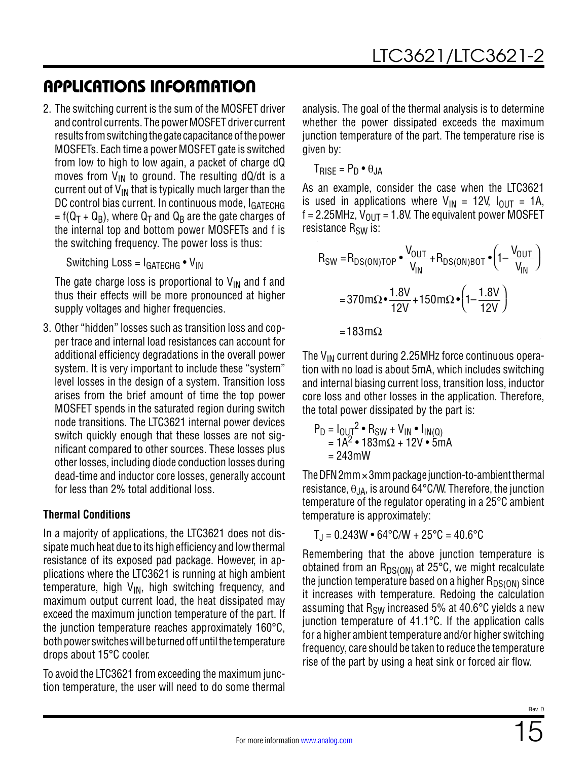## APPLICATIONS INFORMATION

2. The switching current is the sum of the MOSFET driver and control currents. The power MOSFET driver current results from switching the gate capacitance of the power MOSFETs. Each time a power MOSFET gate is switched from low to high to low again, a packet of charge dQ moves from $V_{IN}$ to ground. The resulting dQ/dt is a current out of $V_{IN}$ that is typically much larger than the DC control bias current. In continuous mode, $I_{GATECHG} = f(Q_T + Q_B)$, where $Q_T$ and $Q_B$ are the gate charges of the internal top and bottom power MOSFETs and f is the switching frequency. The power loss is thus:

   $$\text{Switching Loss} = I_{GATECHG} \bullet V_{IN}$$

   The gate charge loss is proportional to $V_{IN}$ and f and thus their effects will be more pronounced at higher supply voltages and higher frequencies.

3. Other "hidden" losses such as transition loss and copper trace and internal load resistances can account for additional efficiency degradations in the overall power system. It is very important to include these "system" level losses in the design of a system. Transition loss arises from the brief amount of time the top power MOSFET spends in the saturated region during switch node transitions. The LTC3621 internal power devices switch quickly enough that these losses are not significant compared to other sources. These losses plus other losses, including diode conduction losses during dead-time and inductor core losses, generally account for less than 2% total additional loss.

### Thermal Conditions

In a majority of applications, the LTC3621 does not dissipate much heat due to its high efficiency and low thermal resistance of its exposed pad package. However, in applications where the LTC3621 is running at high ambient temperature, high $V_{IN}$, high switching frequency, and maximum output current load, the heat dissipated may exceed the maximum junction temperature of the part. If the junction temperature reaches approximately 160°C, both power switches will be turned off until the temperature drops about 15°C cooler.

To avoid the LTC3621 from exceeding the maximum junction temperature, the user will need to do some thermal analysis. The goal of the thermal analysis is to determine whether the power dissipated exceeds the maximum junction temperature of the part. The temperature rise is given by:

$$T_{RISE} = P_D \bullet \theta_{JA}$$

As an example, consider the case when the LTC3621 is used in applications where $V_{IN}$ = 12V, $I_{OUT}$ = 1A, f = 2.25MHz, $V_{OUT}$ = 1.8V. The equivalent power MOSFET resistance $R_{SW}$ is:

$$R_{SW} = R_{DS(ON)TOP} \bullet \frac{V_{OUT}}{V_{IN}} + R_{DS(ON)BOT} \bullet \left(1 - \frac{V_{OUT}}{V_{IN}}\right)$$

$$= 370\text{m}\Omega \bullet \frac{1.8\text{V}}{12\text{V}} + 150\text{m}\Omega \bullet \left(1 - \frac{1.8\text{V}}{12\text{V}}\right)$$

$$= 183\text{m}\Omega$$

The $V_{IN}$ current during 2.25MHz force continuous operation with no load is about 5mA, which includes switching and internal biasing current loss, transition loss, inductor core loss and other losses in the application. Therefore, the total power dissipated by the part is:

$$\begin{aligned} P_D &= I_{OUT}^2 \bullet R_{SW} + V_{IN} \bullet I_{IN(Q)} \\ &= 1\text{A}^2 \bullet 183\text{m}\Omega + 12\text{V} \bullet 5\text{mA} \\ &= 243\text{mW} \end{aligned}$$

The DFN 2mm × 3mm package junction-to-ambient thermal resistance, $\theta_{JA}$, is around 64°C/W. Therefore, the junction temperature of the regulator operating in a 25°C ambient temperature is approximately:

$$T_J = 0.243\text{W} \bullet 64°\text{C/W} + 25°\text{C} = 40.6°\text{C}$$

Remembering that the above junction temperature is obtained from an $R_{DS(ON)}$ at 25°C, we might recalculate the junction temperature based on a higher $R_{DS(ON)}$ since it increases with temperature. Redoing the calculation assuming that $R_{SW}$ increased 5% at 40.6°C yields a new junction temperature of 41.1°C. If the application calls for a higher ambient temperature and/or higher switching frequency, care should be taken to reduce the temperature rise of the part by using a heat sink or forced air flow.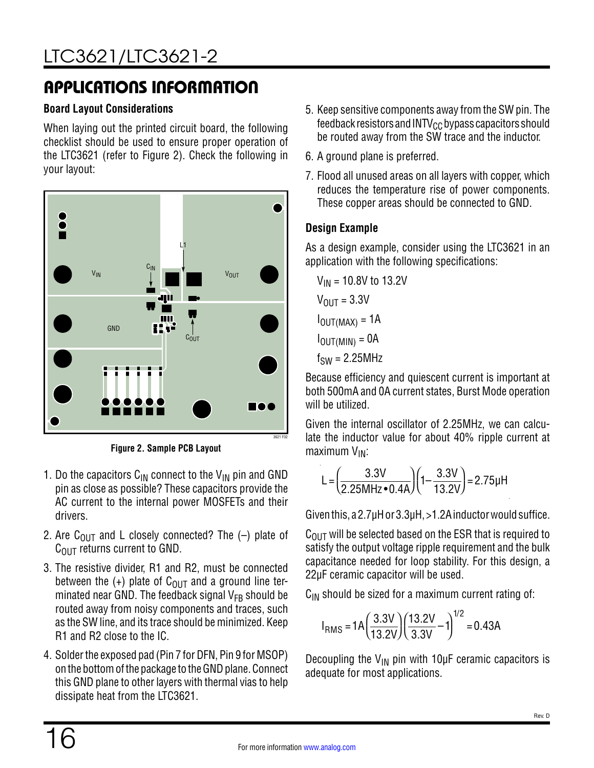## APPLICATIONS INFORMATION

### Board Layout Considerations

When laying out the printed circuit board, the following checklist should be used to ensure proper operation of the LTC3621 (refer to Figure 2). Check the following in your layout:

Figure 2. Sample PCB Layout

1. Do the capacitors $C_{IN}$ connect to the $V_{IN}$ pin and GND pin as close as possible? These capacitors provide the AC current to the internal power MOSFETs and their drivers.
2. Are $C_{OUT}$ and L closely connected? The (–) plate of $C_{OUT}$ returns current to GND.
3. The resistive divider, R1 and R2, must be connected between the (+) plate of $C_{OUT}$ and a ground line terminated near GND. The feedback signal $V_{FB}$ should be routed away from noisy components and traces, such as the SW line, and its trace should be minimized. Keep R1 and R2 close to the IC.
4. Solder the exposed pad (Pin 7 for DFN, Pin 9 for MSOP) on the bottom of the package to the GND plane. Connect this GND plane to other layers with thermal vias to help dissipate heat from the LTC3621.
5. Keep sensitive components away from the SW pin. The feedback resistors and $INTV_{CC}$ bypass capacitors should be routed away from the SW trace and the inductor.
6. A ground plane is preferred.
7. Flood all unused areas on all layers with copper, which reduces the temperature rise of power components. These copper areas should be connected to GND.

### Design Example

As a design example, consider using the LTC3621 in an application with the following specifications:

$V_{IN}$ = 10.8V to 13.2V

$V_{OUT}$ = 3.3V

$I_{OUT(MAX)}$ = 1A

$I_{OUT(MIN)}$ = 0A

$f_{SW}$ = 2.25MHz

Because efficiency and quiescent current is important at both 500mA and 0A current states, Burst Mode operation will be utilized.

Given the internal oscillator of 2.25MHz, we can calculate the inductor value for about 40% ripple current at maximum $V_{IN}$:

$$L = \left(\frac{3.3V}{2.25MHz \bullet 0.4A}\right)\left(1 - \frac{3.3V}{13.2V}\right) = 2.75\mu H$$

Given this, a 2.7µH or 3.3µH, >1.2A inductor would suffice.

$C_{OUT}$ will be selected based on the ESR that is required to satisfy the output voltage ripple requirement and the bulk capacitance needed for loop stability. For this design, a 22µF ceramic capacitor will be used.

$C_{IN}$ should be sized for a maximum current rating of:

$$I_{RMS} = 1A\left(\frac{3.3V}{13.2V}\right)\left(\frac{13.2V}{3.3V} - 1\right)^{1/2} = 0.43A$$

Decoupling the $V_{IN}$ pin with 10µF ceramic capacitors is adequate for most applications.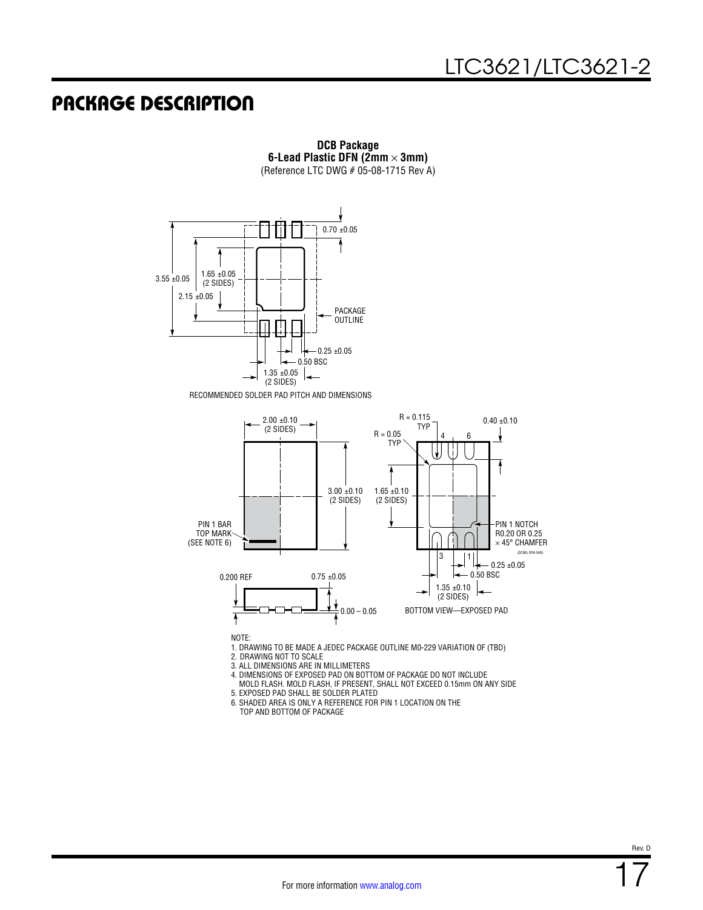# PACKAGE DESCRIPTION

**DCB Package**
**6-Lead Plastic DFN (2mm × 3mm)**
(Reference LTC DWG # 05-08-1715 Rev A)

3.55 ±0.05

2.15 ±0.05

1.65 ±0.05 (2 SIDES)

0.70 ±0.05

PACKAGE OUTLINE

0.25 ±0.05

0.50 BSC

1.35 ±0.05 (2 SIDES)

RECOMMENDED SOLDER PAD PITCH AND DIMENSIONS

2.00 ±0.10 (2 SIDES)

3.00 ±0.10 (2 SIDES)

PIN 1 BAR TOP MARK (SEE NOTE 6)

R = 0.115 TYP

R = 0.05 TYP

0.40 ±0.10

1.65 ±0.10 (2 SIDES)

PIN 1 NOTCH R0.20 OR 0.25 × 45° CHAMFER

0.25 ±0.05

0.50 BSC

1.35 ±0.10 (2 SIDES)

0.200 REF

0.75 ±0.05

0.00 – 0.05

BOTTOM VIEW—EXPOSED PAD

(DCB6) DFN 0405

NOTE:

1. DRAWING TO BE MADE A JEDEC PACKAGE OUTLINE M0-229 VARIATION OF (TBD)
2. DRAWING NOT TO SCALE
3. ALL DIMENSIONS ARE IN MILLIMETERS
4. DIMENSIONS OF EXPOSED PAD ON BOTTOM OF PACKAGE DO NOT INCLUDE MOLD FLASH. MOLD FLASH, IF PRESENT, SHALL NOT EXCEED 0.15mm ON ANY SIDE
5. EXPOSED PAD SHALL BE SOLDER PLATED
6. SHADED AREA IS ONLY A REFERENCE FOR PIN 1 LOCATION ON THE TOP AND BOTTOM OF PACKAGE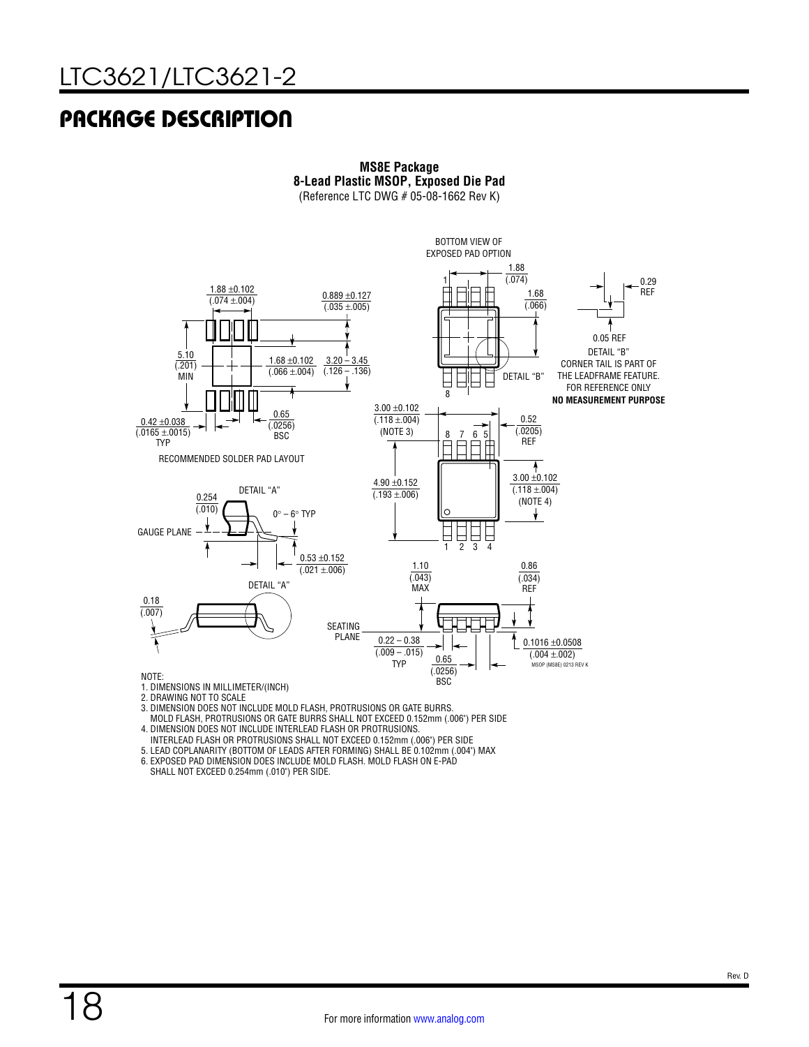# PACKAGE DESCRIPTION

**MS8E Package**
**8-Lead Plastic MSOP, Exposed Die Pad**
(Reference LTC DWG # 05-08-1662 Rev K)

BOTTOM VIEW OF EXPOSED PAD OPTION

1.88 ±0.102 (.074 ±.004)

0.889 ±0.127 (.035 ±.005)

5.10 (.201) MIN

1.68 ±0.102 (.066 ±.004)

3.20 – 3.45 (.126 – .136)

0.65 (.0256) BSC

0.42 ±0.038 (.0165 ±.0015) TYP

RECOMMENDED SOLDER PAD LAYOUT

1.88 (.074)

1.68 (.066)

0.29 REF

0.05 REF

DETAIL "B"

DETAIL "B"
CORNER TAIL IS PART OF THE LEADFRAME FEATURE.
FOR REFERENCE ONLY
**NO MEASUREMENT PURPOSE**

3.00 ±0.102 (.118 ±.004) (NOTE 3)

0.52 (.0205) REF

4.90 ±0.152 (.193 ±.006)

3.00 ±0.102 (.118 ±.004) (NOTE 4)

DETAIL "A"

0.254 (.010)

0° – 6° TYP

GAUGE PLANE

0.53 ±0.152 (.021 ±.006)

DETAIL "A"

0.18 (.007)

SEATING PLANE

1.10 (.043) MAX

0.86 (.034) REF

0.22 – 0.38 (.009 – .015) TYP

0.65 (.0256) BSC

0.1016 ±0.0508 (.004 ±.002)

MSOP (MS8E) 0213 REV K

NOTE:
1. DIMENSIONS IN MILLIMETER/(INCH)
2. DRAWING NOT TO SCALE
3. DIMENSION DOES NOT INCLUDE MOLD FLASH, PROTRUSIONS OR GATE BURRS. MOLD FLASH, PROTRUSIONS OR GATE BURRS SHALL NOT EXCEED 0.152mm (.006") PER SIDE
4. DIMENSION DOES NOT INCLUDE INTERLEAD FLASH OR PROTRUSIONS. INTERLEAD FLASH OR PROTRUSIONS SHALL NOT EXCEED 0.152mm (.006") PER SIDE
5. LEAD COPLANARITY (BOTTOM OF LEADS AFTER FORMING) SHALL BE 0.102mm (.004") MAX
6. EXPOSED PAD DIMENSION DOES INCLUDE MOLD FLASH. MOLD FLASH ON E-PAD SHALL NOT EXCEED 0.254mm (.010") PER SIDE.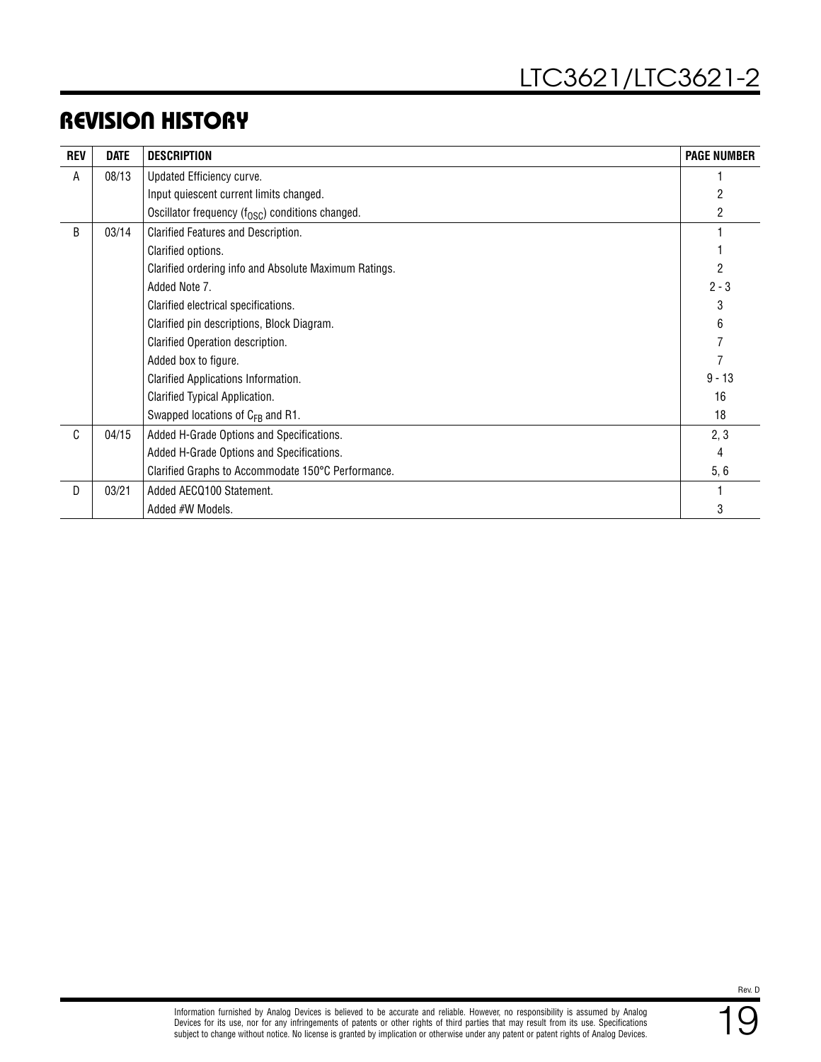## REVISION HISTORY

| REV | DATE | DESCRIPTION | PAGE NUMBER |
|---|---|---|---|
| A | 08/13 | Updated Efficiency curve. | 1 |
| | | Input quiescent current limits changed. | 2 |
| | | Oscillator frequency ($f_{OSC}$) conditions changed. | 2 |
| B | 03/14 | Clarified Features and Description. | 1 |
| | | Clarified options. | 1 |
| | | Clarified ordering info and Absolute Maximum Ratings. | 2 |
| | | Added Note 7. | 2 - 3 |
| | | Clarified electrical specifications. | 3 |
| | | Clarified pin descriptions, Block Diagram. | 6 |
| | | Clarified Operation description. | 7 |
| | | Added box to figure. | 7 |
| | | Clarified Applications Information. | 9 - 13 |
| | | Clarified Typical Application. | 16 |
| | | Swapped locations of $C_{FB}$ and R1. | 18 |
| C | 04/15 | Added H-Grade Options and Specifications. | 2, 3 |
| | | Added H-Grade Options and Specifications. | 4 |
| | | Clarified Graphs to Accommodate 150°C Performance. | 5, 6 |
| D | 03/21 | Added AECQ100 Statement. | 1 |
| | | Added #W Models. | 3 |

Information furnished by Analog Devices is believed to be accurate and reliable. However, no responsibility is assumed by Analog Devices for its use, nor for any infringements of patents or other rights of third parties that may result from its use. Specifications subject to change without notice. No license is granted by implication or otherwise under any patent or patent rights of Analog Devices.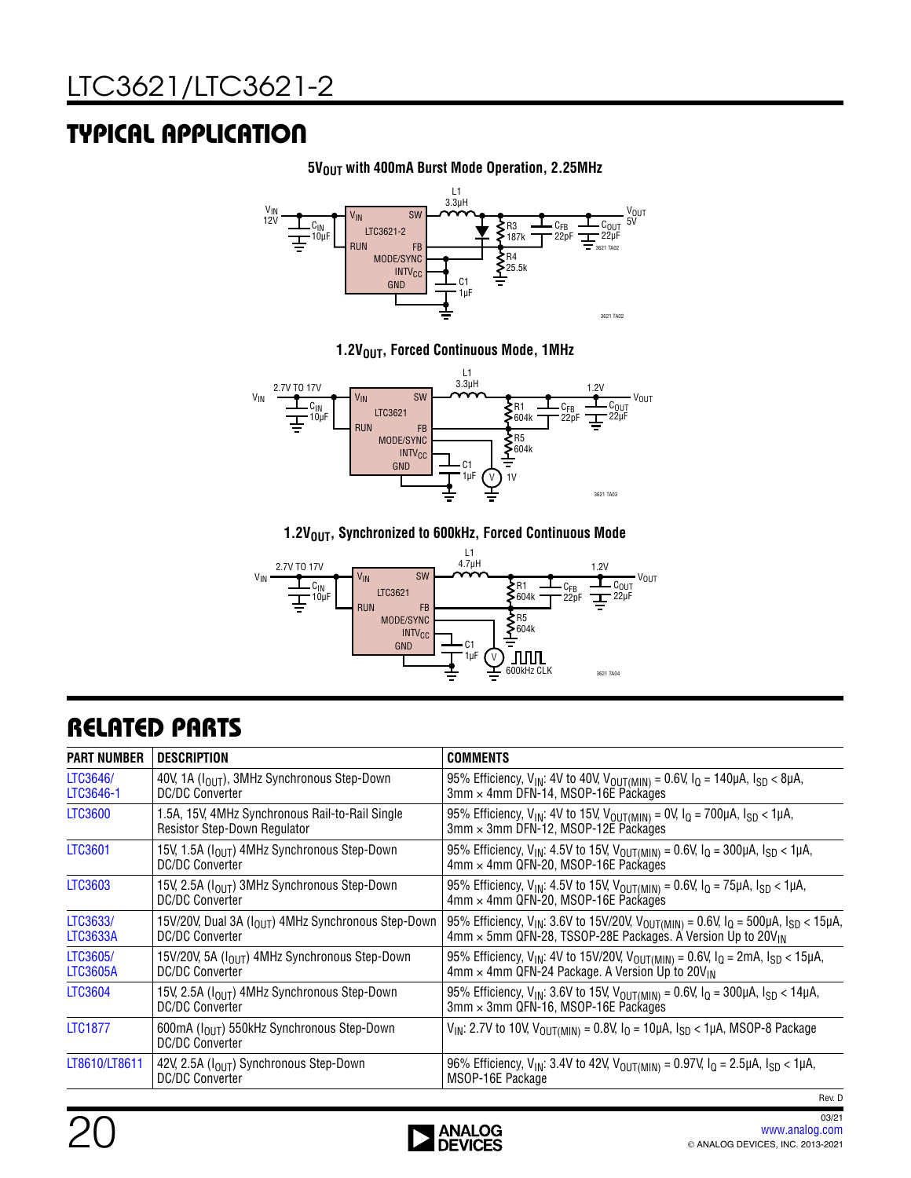## TYPICAL APPLICATION

**$5V_{OUT}$ with 400mA Burst Mode Operation, 2.25MHz**

$V_{IN}$ 12V
$C_{IN}$ 10µF
$V_{IN}$
RUN
LTC3621-2
SW
FB
MODE/SYNC
$INTV_{CC}$
GND
L1 3.3µH
R3 187k
R4 25.5k
$C_{FB}$ 22pF
$C_{OUT}$ 22µF
$V_{OUT}$ 5V
C1 1µF
3621 TA02

**$1.2V_{OUT}$, Forced Continuous Mode, 1MHz**

$V_{IN}$ 2.7V TO 17V
$C_{IN}$ 10µF
$V_{IN}$
RUN
LTC3621
SW
FB
MODE/SYNC
$INTV_{CC}$
GND
L1 3.3µH
R1 604k
R5 604k
$C_{FB}$ 22pF
$C_{OUT}$ 22µF
1.2V
$V_{OUT}$
C1 1µF
V 1V
3621 TA03

**$1.2V_{OUT}$, Synchronized to 600kHz, Forced Continuous Mode**

$V_{IN}$ 2.7V TO 17V
$C_{IN}$ 10µF
$V_{IN}$
RUN
LTC3621
SW
FB
MODE/SYNC
$INTV_{CC}$
GND
L1 4.7µH
R1 604k
R5 604k
$C_{FB}$ 22pF
$C_{OUT}$ 22µF
1.2V
$V_{OUT}$
C1 1µF
V 600kHz CLK
3621 TA04

## RELATED PARTS

| PART NUMBER | DESCRIPTION | COMMENTS |
|---|---|---|
| LTC3646/ LTC3646-1 | 40V, 1A ($I_{OUT}$), 3MHz Synchronous Step-Down DC/DC Converter | 95% Efficiency, $V_{IN}$: 4V to 40V, $V_{OUT(MIN)}$ = 0.6V, $I_Q$ = 140µA, $I_{SD}$ < 8µA, 3mm × 4mm DFN-14, MSOP-16E Packages |
| LTC3600 | 1.5A, 15V, 4MHz Synchronous Rail-to-Rail Single Resistor Step-Down Regulator | 95% Efficiency, $V_{IN}$: 4V to 15V, $V_{OUT(MIN)}$ = 0V, $I_Q$ = 700µA, $I_{SD}$ < 1µA, 3mm × 3mm DFN-12, MSOP-12E Packages |
| LTC3601 | 15V, 1.5A ($I_{OUT}$) 4MHz Synchronous Step-Down DC/DC Converter | 95% Efficiency, $V_{IN}$: 4.5V to 15V, $V_{OUT(MIN)}$ = 0.6V, $I_Q$ = 300µA, $I_{SD}$ < 1µA, 4mm × 4mm QFN-20, MSOP-16E Packages |
| LTC3603 | 15V, 2.5A ($I_{OUT}$) 3MHz Synchronous Step-Down DC/DC Converter | 95% Efficiency, $V_{IN}$: 4.5V to 15V, $V_{OUT(MIN)}$ = 0.6V, $I_Q$ = 75µA, $I_{SD}$ < 1µA, 4mm × 4mm QFN-20, MSOP-16E Packages |
| LTC3633/ LTC3633A | 15V/20V, Dual 3A ($I_{OUT}$) 4MHz Synchronous Step-Down DC/DC Converter | 95% Efficiency, $V_{IN}$: 3.6V to 15V/20V, $V_{OUT(MIN)}$ = 0.6V, $I_Q$ = 500µA, $I_{SD}$ < 15µA, 4mm × 5mm QFN-28, TSSOP-28E Packages. A Version Up to $20V_{IN}$ |
| LTC3605/ LTC3605A | 15V/20V, 5A ($I_{OUT}$) 4MHz Synchronous Step-Down DC/DC Converter | 95% Efficiency, $V_{IN}$: 4V to 15V/20V, $V_{OUT(MIN)}$ = 0.6V, $I_Q$ = 2mA, $I_{SD}$ < 15µA, 4mm × 4mm QFN-24 Package. A Version Up to $20V_{IN}$ |
| LTC3604 | 15V, 2.5A ($I_{OUT}$) 4MHz Synchronous Step-Down DC/DC Converter | 95% Efficiency, $V_{IN}$: 3.6V to 15V, $V_{OUT(MIN)}$ = 0.6V, $I_Q$ = 300µA, $I_{SD}$ < 14µA, 3mm × 3mm QFN-16, MSOP-16E Packages |
| LTC1877 | 600mA ($I_{OUT}$) 550kHz Synchronous Step-Down DC/DC Converter | $V_{IN}$: 2.7V to 10V, $V_{OUT(MIN)}$ = 0.8V, $I_Q$ = 10µA, $I_{SD}$ < 1µA, MSOP-8 Package |
| LT8610/LT8611 | 42V, 2.5A ($I_{OUT}$) Synchronous Step-Down DC/DC Converter | 96% Efficiency, $V_{IN}$: 3.4V to 42V, $V_{OUT(MIN)}$ = 0.97V, $I_Q$ = 2.5µA, $I_{SD}$ < 1µA, MSOP-16E Package |